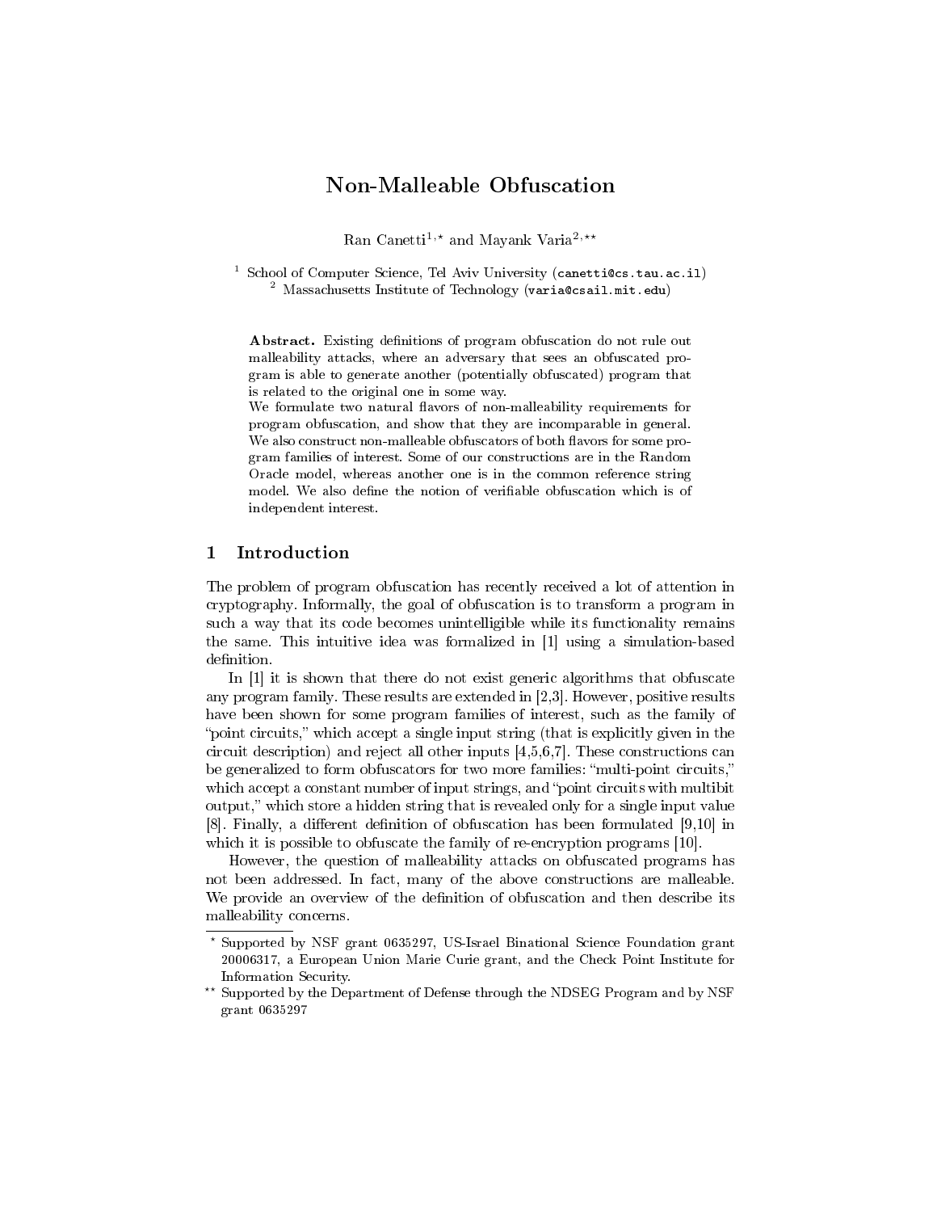# Non-Malleable Obfuscation

Ran Canetti[1,*] and Mayank Varia[2,**]

[1] School of Computer Science, Tel Aviv University (canetti@cs.tau.ac.il)
[2] Massachusetts Institute of Technology (varia@csail.mit.edu)

**Abstract.** Existing definitions of program obfuscation do not rule out malleability attacks, where an adversary that sees an obfuscated program is able to generate another (potentially obfuscated) program that is related to the original one in some way.
We formulate two natural flavors of non-malleability requirements for program obfuscation, and show that they are incomparable in general. We also construct non-malleable obfuscators of both flavors for some program families of interest. Some of our constructions are in the Random Oracle model, whereas another one is in the common reference string model. We also define the notion of verifiable obfuscation which is of independent interest.

## 1 Introduction

The problem of program obfuscation has recently received a lot of attention in cryptography. Informally, the goal of obfuscation is to transform a program in such a way that its code becomes unintelligible while its functionality remains the same. This intuitive idea was formalized in [1] using a simulation-based definition.

In [1] it is shown that there do not exist generic algorithms that obfuscate any program family. These results are extended in [2,3]. However, positive results have been shown for some program families of interest, such as the family of "point circuits," which accept a single input string (that is explicitly given in the circuit description) and reject all other inputs [4,5,6,7]. These constructions can be generalized to form obfuscators for two more families: "multi-point circuits," which accept a constant number of input strings, and "point circuits with multibit output," which store a hidden string that is revealed only for a single input value [8]. Finally, a different definition of obfuscation has been formulated [9,10] in which it is possible to obfuscate the family of re-encryption programs [10].

However, the question of malleability attacks on obfuscated programs has not been addressed. In fact, many of the above constructions are malleable. We provide an overview of the definition of obfuscation and then describe its malleability concerns.

---

* Supported by NSF grant 0635297, US-Israel Binational Science Foundation grant 20006317, a European Union Marie Curie grant, and the Check Point Institute for Information Security.

** Supported by the Department of Defense through the NDSEG Program and by NSF grant 0635297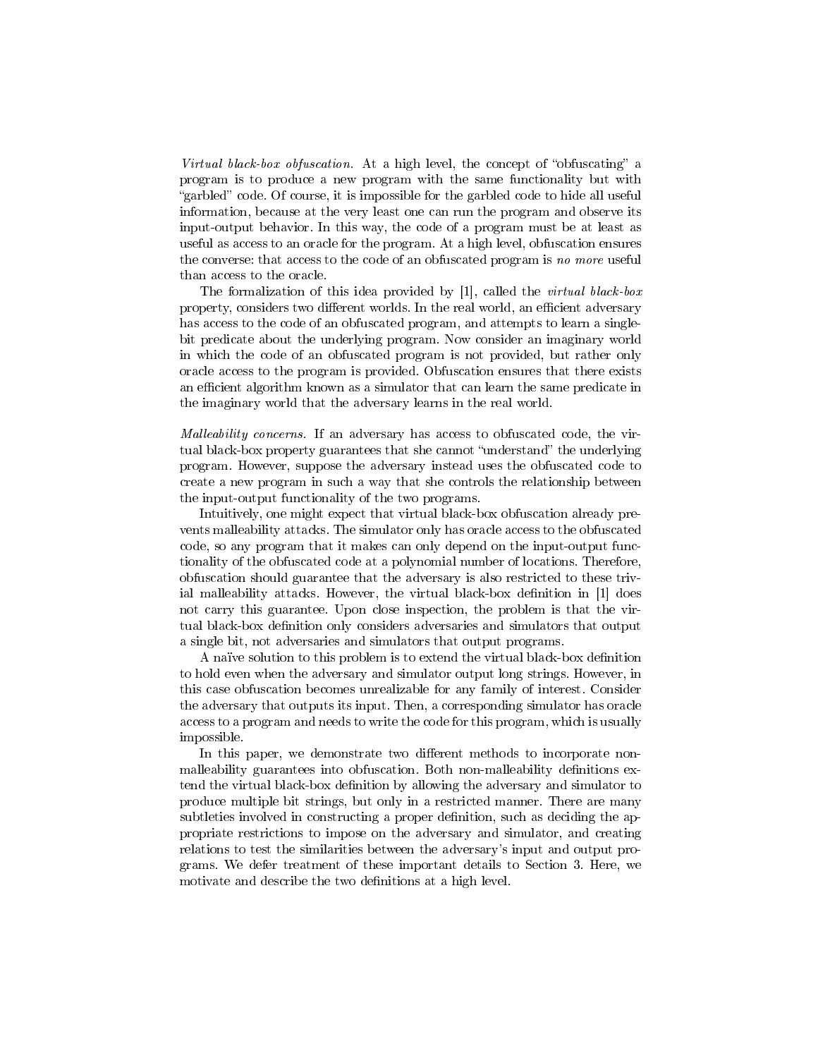*Virtual black-box obfuscation.* At a high level, the concept of "obfuscating" a program is to produce a new program with the same functionality but with "garbled" code. Of course, it is impossible for the garbled code to hide all useful information, because at the very least one can run the program and observe its input-output behavior. In this way, the code of a program must be at least as useful as access to an oracle for the program. At a high level, obfuscation ensures the converse: that access to the code of an obfuscated program is *no more* useful than access to the oracle.

The formalization of this idea provided by [1], called the *virtual black-box* property, considers two different worlds. In the real world, an efficient adversary has access to the code of an obfuscated program, and attempts to learn a single-bit predicate about the underlying program. Now consider an imaginary world in which the code of an obfuscated program is not provided, but rather only oracle access to the program is provided. Obfuscation ensures that there exists an efficient algorithm known as a simulator that can learn the same predicate in the imaginary world that the adversary learns in the real world.

*Malleability concerns.* If an adversary has access to obfuscated code, the virtual black-box property guarantees that she cannot "understand" the underlying program. However, suppose the adversary instead uses the obfuscated code to create a new program in such a way that she controls the relationship between the input-output functionality of the two programs.

Intuitively, one might expect that virtual black-box obfuscation already prevents malleability attacks. The simulator only has oracle access to the obfuscated code, so any program that it makes can only depend on the input-output functionality of the obfuscated code at a polynomial number of locations. Therefore, obfuscation should guarantee that the adversary is also restricted to these trivial malleability attacks. However, the virtual black-box definition in [1] does not carry this guarantee. Upon close inspection, the problem is that the virtual black-box definition only considers adversaries and simulators that output a single bit, not adversaries and simulators that output programs.

A naïve solution to this problem is to extend the virtual black-box definition to hold even when the adversary and simulator output long strings. However, in this case obfuscation becomes unrealizable for any family of interest. Consider the adversary that outputs its input. Then, a corresponding simulator has oracle access to a program and needs to write the code for this program, which is usually impossible.

In this paper, we demonstrate two different methods to incorporate non-malleability guarantees into obfuscation. Both non-malleability definitions extend the virtual black-box definition by allowing the adversary and simulator to produce multiple bit strings, but only in a restricted manner. There are many subtleties involved in constructing a proper definition, such as deciding the appropriate restrictions to impose on the adversary and simulator, and creating relations to test the similarities between the adversary's input and output programs. We defer treatment of these important details to Section 3. Here, we motivate and describe the two definitions at a high level.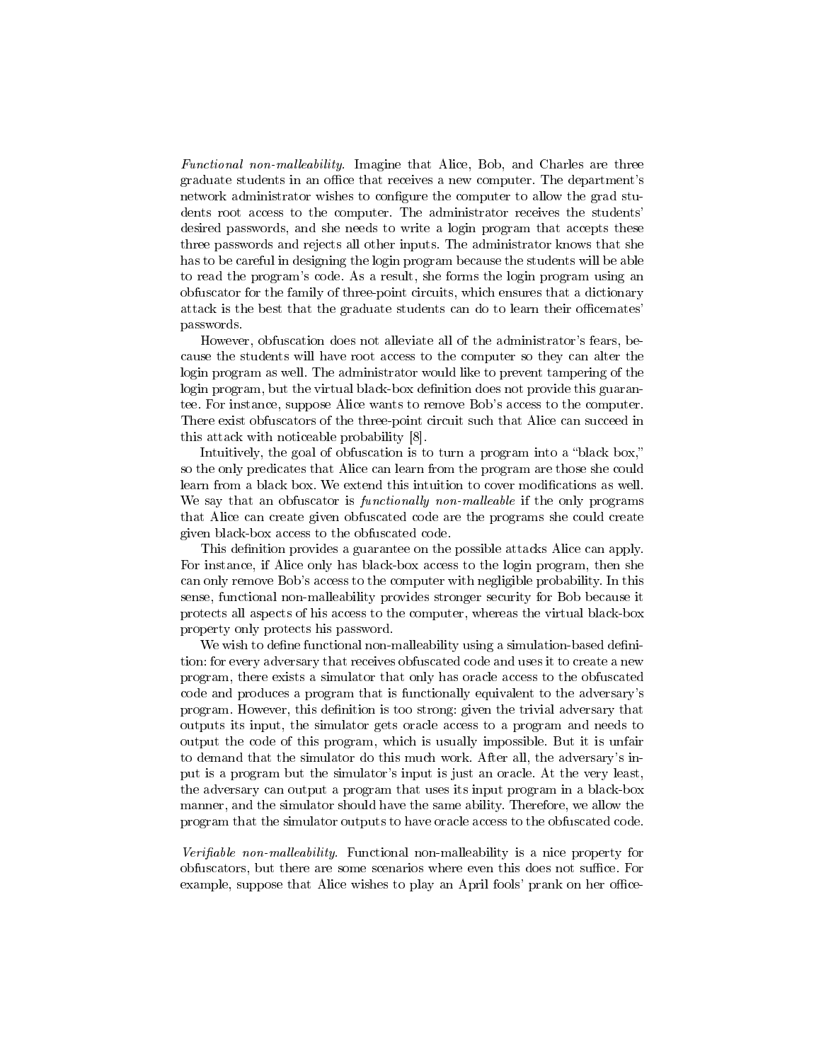*Functional non-malleability.* Imagine that Alice, Bob, and Charles are three graduate students in an office that receives a new computer. The department's network administrator wishes to configure the computer to allow the grad students root access to the computer. The administrator receives the students' desired passwords, and she needs to write a login program that accepts these three passwords and rejects all other inputs. The administrator knows that she has to be careful in designing the login program because the students will be able to read the program's code. As a result, she forms the login program using an obfuscator for the family of three-point circuits, which ensures that a dictionary attack is the best that the graduate students can do to learn their officemates' passwords.

However, obfuscation does not alleviate all of the administrator's fears, because the students will have root access to the computer so they can alter the login program as well. The administrator would like to prevent tampering of the login program, but the virtual black-box definition does not provide this guarantee. For instance, suppose Alice wants to remove Bob's access to the computer. There exist obfuscators of the three-point circuit such that Alice can succeed in this attack with noticeable probability [8].

Intuitively, the goal of obfuscation is to turn a program into a "black box," so the only predicates that Alice can learn from the program are those she could learn from a black box. We extend this intuition to cover modifications as well. We say that an obfuscator is *functionally non-malleable* if the only programs that Alice can create given obfuscated code are the programs she could create given black-box access to the obfuscated code.

This definition provides a guarantee on the possible attacks Alice can apply. For instance, if Alice only has black-box access to the login program, then she can only remove Bob's access to the computer with negligible probability. In this sense, functional non-malleability provides stronger security for Bob because it protects all aspects of his access to the computer, whereas the virtual black-box property only protects his password.

We wish to define functional non-malleability using a simulation-based definition: for every adversary that receives obfuscated code and uses it to create a new program, there exists a simulator that only has oracle access to the obfuscated code and produces a program that is functionally equivalent to the adversary's program. However, this definition is too strong: given the trivial adversary that outputs its input, the simulator gets oracle access to a program and needs to output the code of this program, which is usually impossible. But it is unfair to demand that the simulator do this much work. After all, the adversary's input is a program but the simulator's input is just an oracle. At the very least, the adversary can output a program that uses its input program in a black-box manner, and the simulator should have the same ability. Therefore, we allow the program that the simulator outputs to have oracle access to the obfuscated code.

*Verifiable non-malleability.* Functional non-malleability is a nice property for obfuscators, but there are some scenarios where even this does not suffice. For example, suppose that Alice wishes to play an April fools' prank on her office-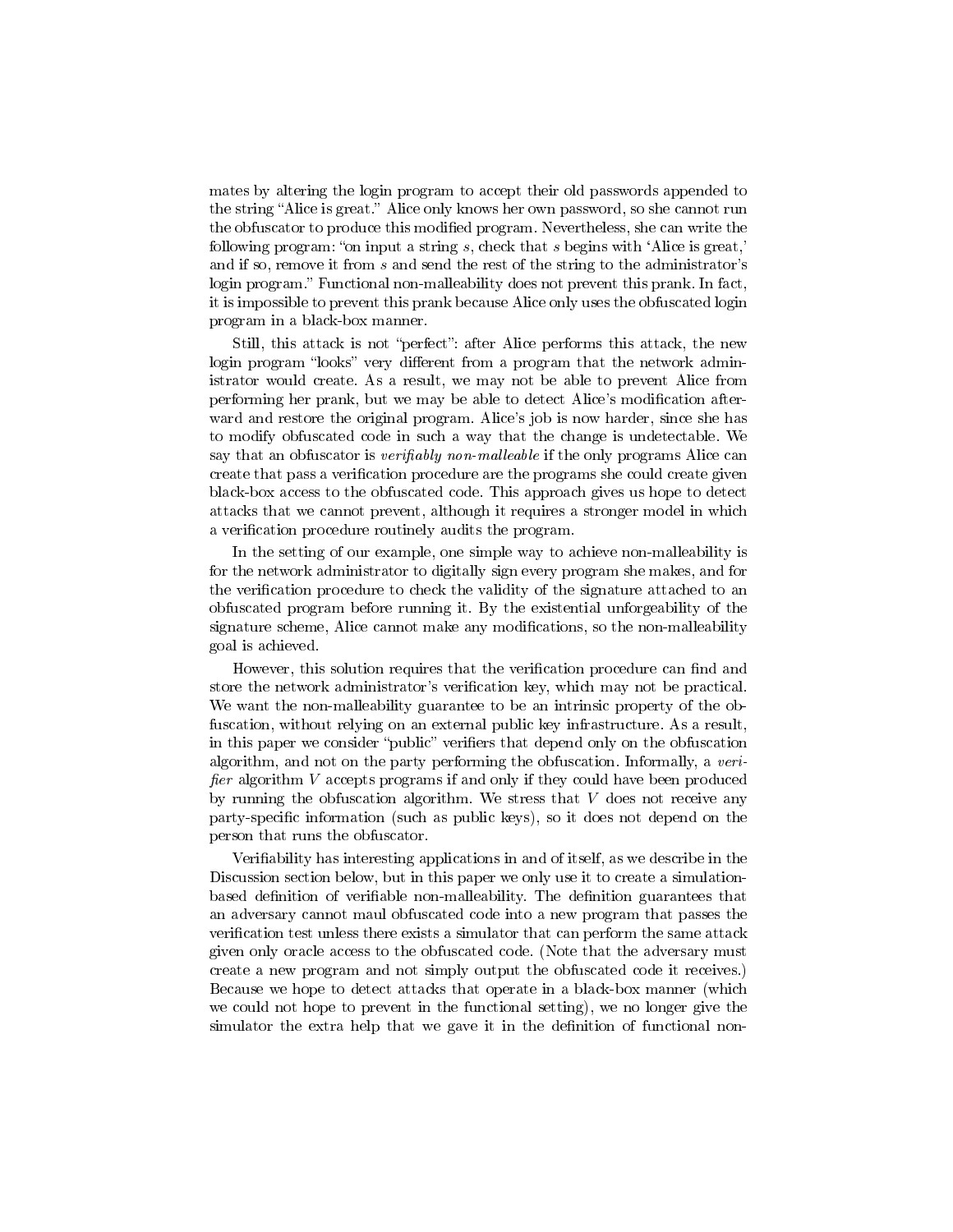mates by altering the login program to accept their old passwords appended to the string "Alice is great." Alice only knows her own password, so she cannot run the obfuscator to produce this modified program. Nevertheless, she can write the following program: "on input a string $s$, check that $s$ begins with 'Alice is great,' and if so, remove it from $s$ and send the rest of the string to the administrator's login program." Functional non-malleability does not prevent this prank. In fact, it is impossible to prevent this prank because Alice only uses the obfuscated login program in a black-box manner.

Still, this attack is not "perfect": after Alice performs this attack, the new login program "looks" very different from a program that the network administrator would create. As a result, we may not be able to prevent Alice from performing her prank, but we may be able to detect Alice's modification afterward and restore the original program. Alice's job is now harder, since she has to modify obfuscated code in such a way that the change is undetectable. We say that an obfuscator is *verifiably non-malleable* if the only programs Alice can create that pass a verification procedure are the programs she could create given black-box access to the obfuscated code. This approach gives us hope to detect attacks that we cannot prevent, although it requires a stronger model in which a verification procedure routinely audits the program.

In the setting of our example, one simple way to achieve non-malleability is for the network administrator to digitally sign every program she makes, and for the verification procedure to check the validity of the signature attached to an obfuscated program before running it. By the existential unforgeability of the signature scheme, Alice cannot make any modifications, so the non-malleability goal is achieved.

However, this solution requires that the verification procedure can find and store the network administrator's verification key, which may not be practical. We want the non-malleability guarantee to be an intrinsic property of the obfuscation, without relying on an external public key infrastructure. As a result, in this paper we consider "public" verifiers that depend only on the obfuscation algorithm, and not on the party performing the obfuscation. Informally, a *verifier* algorithm $V$ accepts programs if and only if they could have been produced by running the obfuscation algorithm. We stress that $V$ does not receive any party-specific information (such as public keys), so it does not depend on the person that runs the obfuscator.

Verifiability has interesting applications in and of itself, as we describe in the Discussion section below, but in this paper we only use it to create a simulation-based definition of verifiable non-malleability. The definition guarantees that an adversary cannot maul obfuscated code into a new program that passes the verification test unless there exists a simulator that can perform the same attack given only oracle access to the obfuscated code. (Note that the adversary must create a new program and not simply output the obfuscated code it receives.) Because we hope to detect attacks that operate in a black-box manner (which we could not hope to prevent in the functional setting), we no longer give the simulator the extra help that we gave it in the definition of functional non-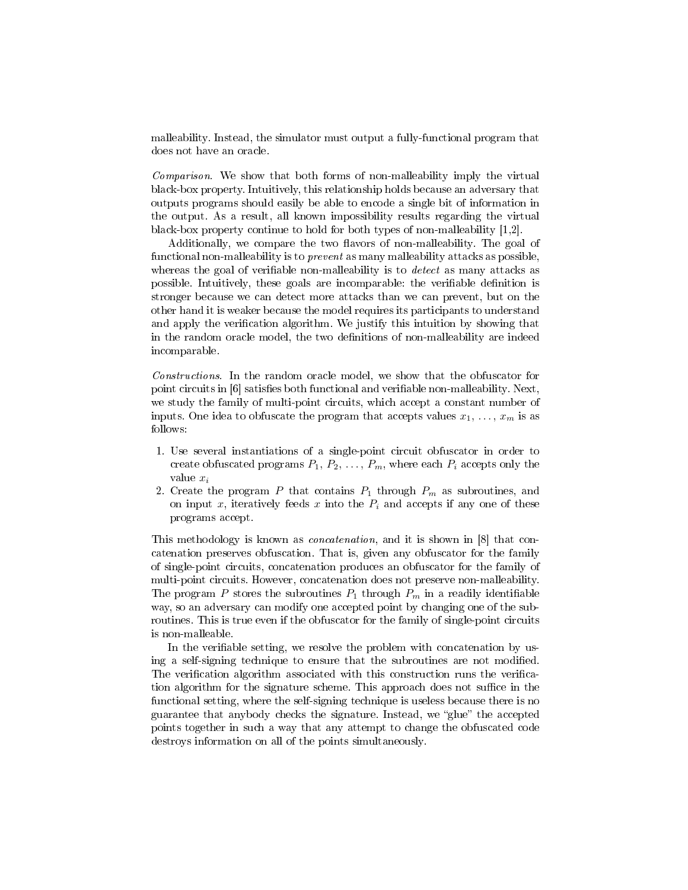malleability. Instead, the simulator must output a fully-functional program that does not have an oracle.

*Comparison.* We show that both forms of non-malleability imply the virtual black-box property. Intuitively, this relationship holds because an adversary that outputs programs should easily be able to encode a single bit of information in the output. As a result, all known impossibility results regarding the virtual black-box property continue to hold for both types of non-malleability [1,2].

Additionally, we compare the two flavors of non-malleability. The goal of functional non-malleability is to *prevent* as many malleability attacks as possible, whereas the goal of verifiable non-malleability is to *detect* as many attacks as possible. Intuitively, these goals are incomparable: the verifiable definition is stronger because we can detect more attacks than we can prevent, but on the other hand it is weaker because the model requires its participants to understand and apply the verification algorithm. We justify this intuition by showing that in the random oracle model, the two definitions of non-malleability are indeed incomparable.

*Constructions.* In the random oracle model, we show that the obfuscator for point circuits in [6] satisfies both functional and verifiable non-malleability. Next, we study the family of multi-point circuits, which accept a constant number of inputs. One idea to obfuscate the program that accepts values $x_1, \ldots, x_m$ is as follows:

1. Use several instantiations of a single-point circuit obfuscator in order to create obfuscated programs $P_1, P_2, \ldots, P_m$, where each $P_i$ accepts only the value $x_i$
2. Create the program $P$ that contains $P_1$ through $P_m$ as subroutines, and on input $x$, iteratively feeds $x$ into the $P_i$ and accepts if any one of these programs accept.

This methodology is known as *concatenation*, and it is shown in [8] that concatenation preserves obfuscation. That is, given any obfuscator for the family of single-point circuits, concatenation produces an obfuscator for the family of multi-point circuits. However, concatenation does not preserve non-malleability. The program $P$ stores the subroutines $P_1$ through $P_m$ in a readily identifiable way, so an adversary can modify one accepted point by changing one of the subroutines. This is true even if the obfuscator for the family of single-point circuits is non-malleable.

In the verifiable setting, we resolve the problem with concatenation by using a self-signing technique to ensure that the subroutines are not modified. The verification algorithm associated with this construction runs the verification algorithm for the signature scheme. This approach does not suffice in the functional setting, where the self-signing technique is useless because there is no guarantee that anybody checks the signature. Instead, we "glue" the accepted points together in such a way that any attempt to change the obfuscated code destroys information on all of the points simultaneously.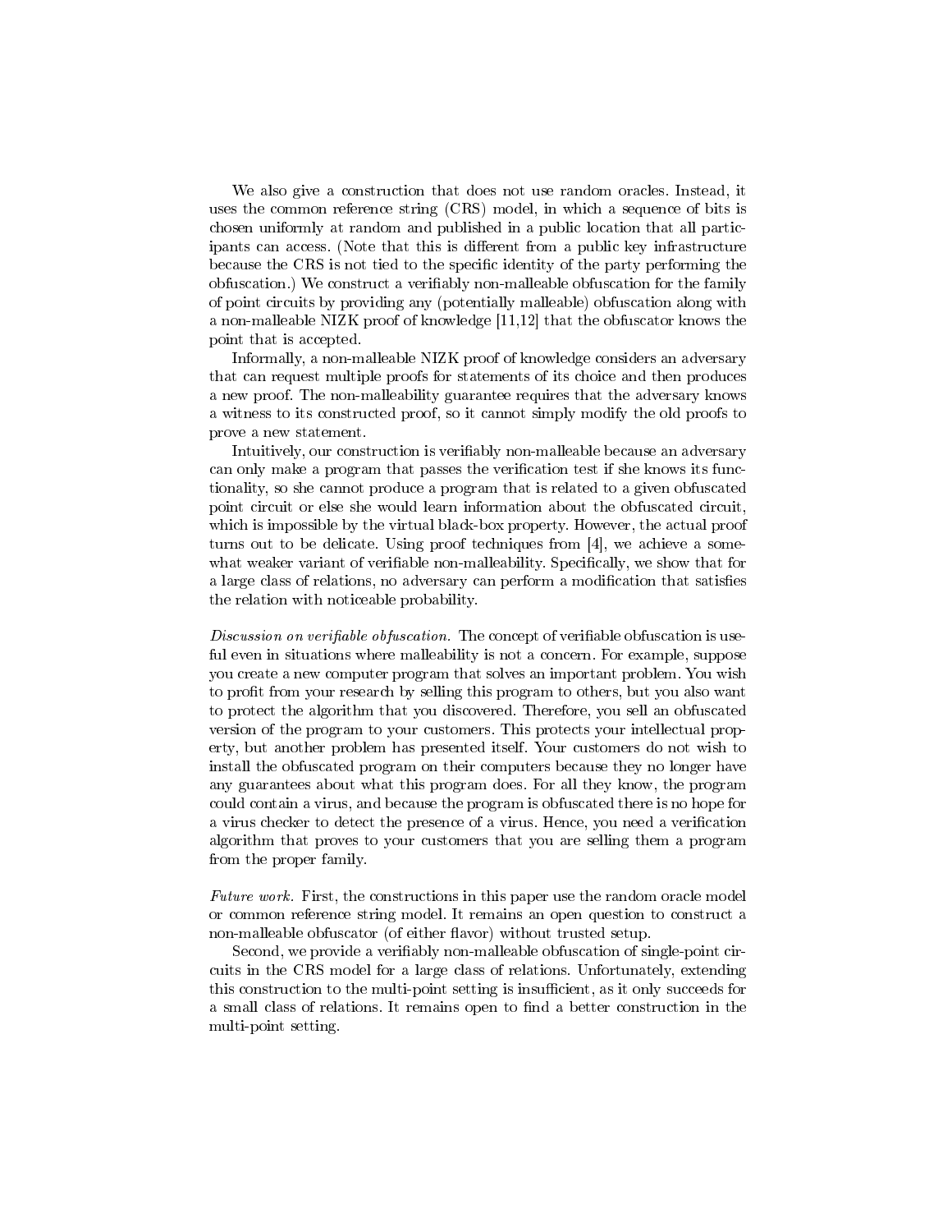We also give a construction that does not use random oracles. Instead, it uses the common reference string (CRS) model, in which a sequence of bits is chosen uniformly at random and published in a public location that all participants can access. (Note that this is different from a public key infrastructure because the CRS is not tied to the specific identity of the party performing the obfuscation.) We construct a verifiably non-malleable obfuscation for the family of point circuits by providing any (potentially malleable) obfuscation along with a non-malleable NIZK proof of knowledge [11,12] that the obfuscator knows the point that is accepted.

Informally, a non-malleable NIZK proof of knowledge considers an adversary that can request multiple proofs for statements of its choice and then produces a new proof. The non-malleability guarantee requires that the adversary knows a witness to its constructed proof, so it cannot simply modify the old proofs to prove a new statement.

Intuitively, our construction is verifiably non-malleable because an adversary can only make a program that passes the verification test if she knows its functionality, so she cannot produce a program that is related to a given obfuscated point circuit or else she would learn information about the obfuscated circuit, which is impossible by the virtual black-box property. However, the actual proof turns out to be delicate. Using proof techniques from [4], we achieve a somewhat weaker variant of verifiable non-malleability. Specifically, we show that for a large class of relations, no adversary can perform a modification that satisfies the relation with noticeable probability.

*Discussion on verifiable obfuscation.* The concept of verifiable obfuscation is useful even in situations where malleability is not a concern. For example, suppose you create a new computer program that solves an important problem. You wish to profit from your research by selling this program to others, but you also want to protect the algorithm that you discovered. Therefore, you sell an obfuscated version of the program to your customers. This protects your intellectual property, but another problem has presented itself. Your customers do not wish to install the obfuscated program on their computers because they no longer have any guarantees about what this program does. For all they know, the program could contain a virus, and because the program is obfuscated there is no hope for a virus checker to detect the presence of a virus. Hence, you need a verification algorithm that proves to your customers that you are selling them a program from the proper family.

*Future work.* First, the constructions in this paper use the random oracle model or common reference string model. It remains an open question to construct a non-malleable obfuscator (of either flavor) without trusted setup.

Second, we provide a verifiably non-malleable obfuscation of single-point circuits in the CRS model for a large class of relations. Unfortunately, extending this construction to the multi-point setting is insufficient, as it only succeeds for a small class of relations. It remains open to find a better construction in the multi-point setting.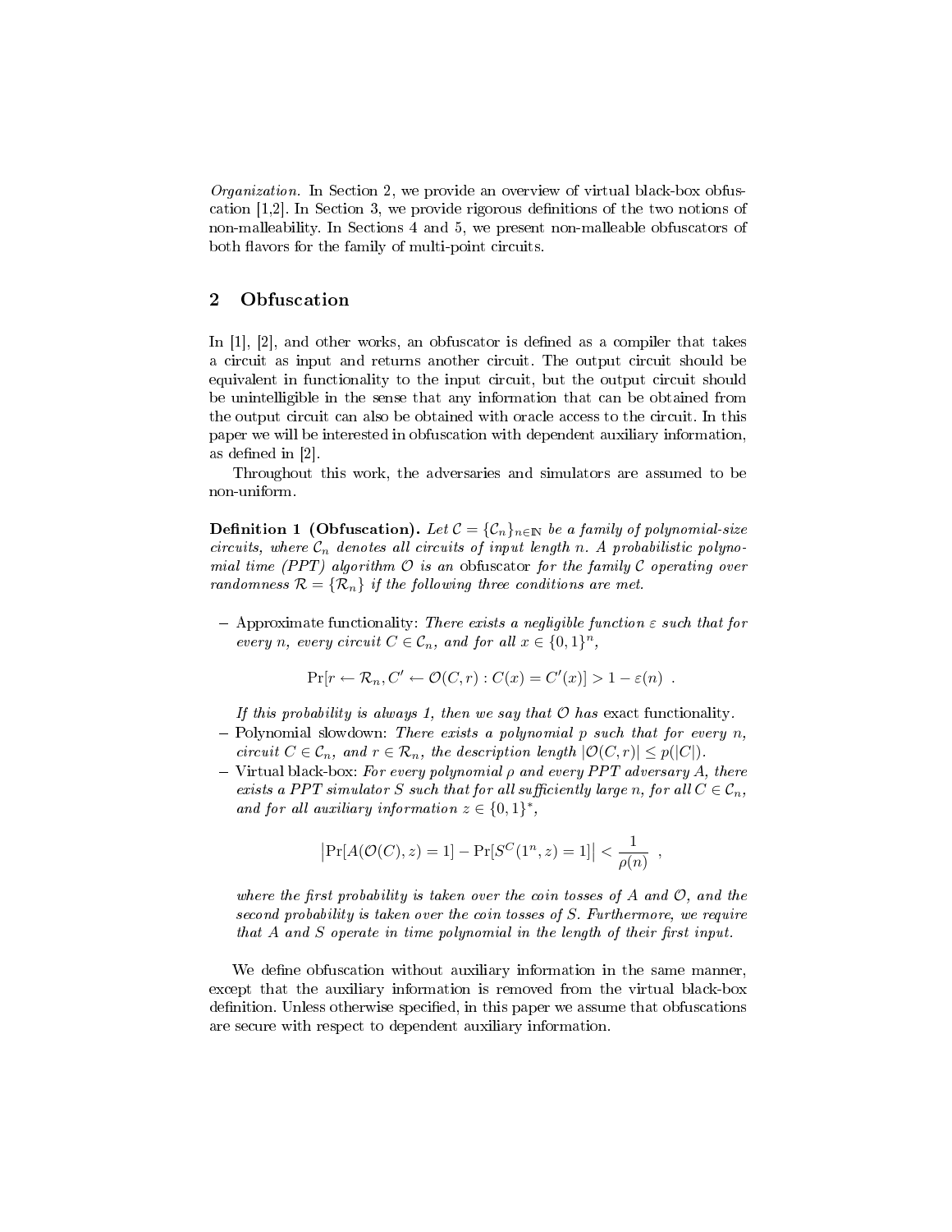*Organization.* In Section 2, we provide an overview of virtual black-box obfuscation [1,2]. In Section 3, we provide rigorous definitions of the two notions of non-malleability. In Sections 4 and 5, we present non-malleable obfuscators of both flavors for the family of multi-point circuits.

## 2 Obfuscation

In [1], [2], and other works, an obfuscator is defined as a compiler that takes a circuit as input and returns another circuit. The output circuit should be equivalent in functionality to the input circuit, but the output circuit should be unintelligible in the sense that any information that can be obtained from the output circuit can also be obtained with oracle access to the circuit. In this paper we will be interested in obfuscation with dependent auxiliary information, as defined in [2].

Throughout this work, the adversaries and simulators are assumed to be non-uniform.

**Definition 1 (Obfuscation).** *Let $\mathcal{C} = \{\mathcal{C}_n\}_{n\in\mathbb{N}}$ be a family of polynomial-size circuits, where $\mathcal{C}_n$ denotes all circuits of input length $n$. A probabilistic polynomial time (PPT) algorithm $\mathcal{O}$ is an* obfuscator *for the family $\mathcal{C}$ operating over randomness $\mathcal{R} = \{\mathcal{R}_n\}$ if the following three conditions are met.*

– Approximate functionality: *There exists a negligible function $\varepsilon$ such that for every $n$, every circuit $C \in \mathcal{C}_n$, and for all $x \in \{0,1\}^n$,*

$$\Pr[r \leftarrow \mathcal{R}_n, C' \leftarrow \mathcal{O}(C, r) : C(x) = C'(x)] > 1 - \varepsilon(n) \ .$$

*If this probability is always 1, then we say that $\mathcal{O}$ has* exact functionality*.*

– Polynomial slowdown: *There exists a polynomial $p$ such that for every $n$, circuit $C \in \mathcal{C}_n$, and $r \in \mathcal{R}_n$, the description length $|\mathcal{O}(C, r)| \le p(|C|)$.*

– Virtual black-box: *For every polynomial $\rho$ and every PPT adversary $A$, there exists a PPT simulator $S$ such that for all sufficiently large $n$, for all $C \in \mathcal{C}_n$, and for all auxiliary information $z \in \{0,1\}^*$,*

$$\left|\Pr[A(\mathcal{O}(C), z) = 1] - \Pr[S^C(1^n, z) = 1]\right| < \frac{1}{\rho(n)} \ ,$$

*where the first probability is taken over the coin tosses of $A$ and $\mathcal{O}$, and the second probability is taken over the coin tosses of $S$. Furthermore, we require that $A$ and $S$ operate in time polynomial in the length of their first input.*

We define obfuscation without auxiliary information in the same manner, except that the auxiliary information is removed from the virtual black-box definition. Unless otherwise specified, in this paper we assume that obfuscations are secure with respect to dependent auxiliary information.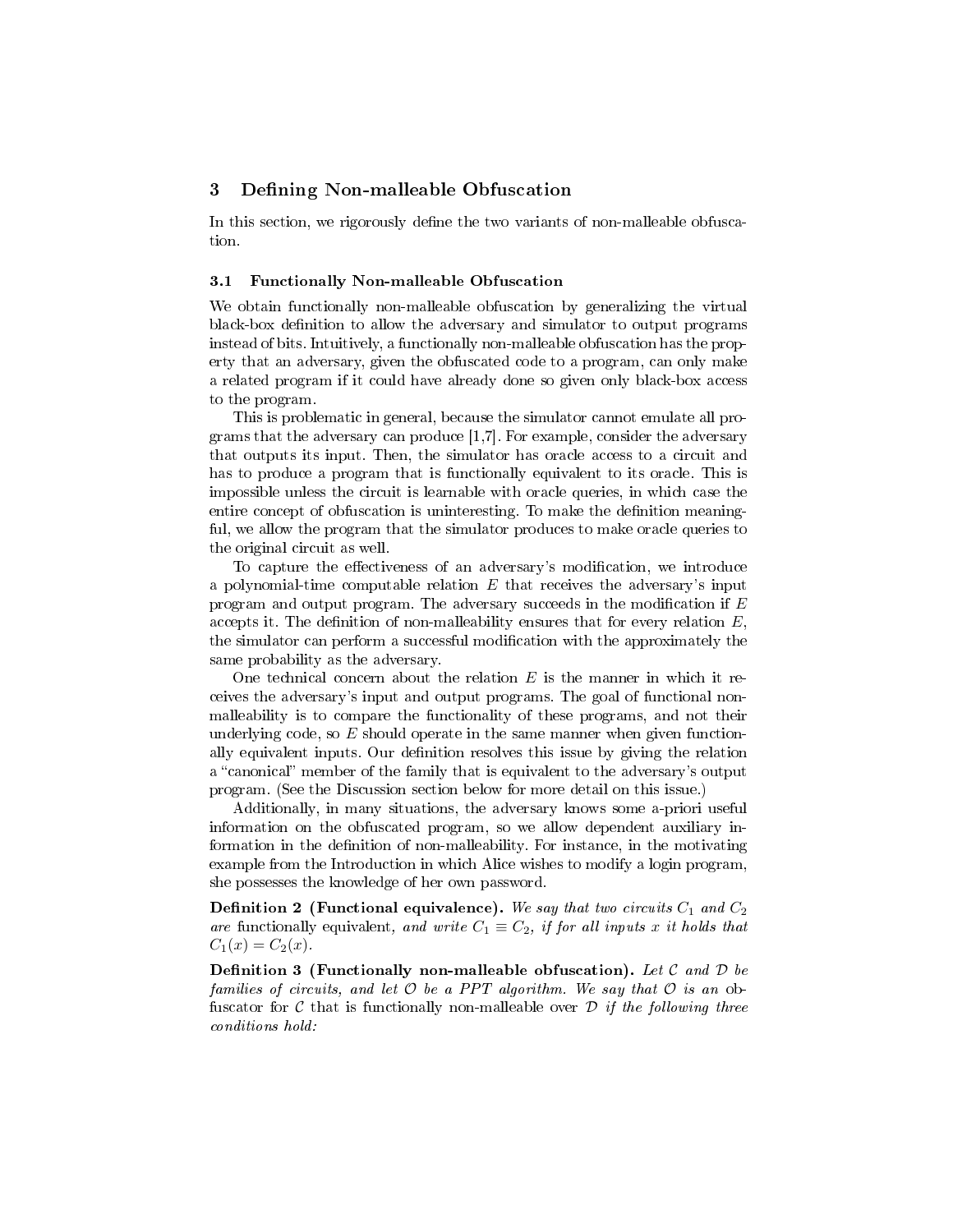## 3 Defining Non-malleable Obfuscation

In this section, we rigorously define the two variants of non-malleable obfuscation.

### 3.1 Functionally Non-malleable Obfuscation

We obtain functionally non-malleable obfuscation by generalizing the virtual black-box definition to allow the adversary and simulator to output programs instead of bits. Intuitively, a functionally non-malleable obfuscation has the property that an adversary, given the obfuscated code to a program, can only make a related program if it could have already done so given only black-box access to the program.

This is problematic in general, because the simulator cannot emulate all programs that the adversary can produce [1,7]. For example, consider the adversary that outputs its input. Then, the simulator has oracle access to a circuit and has to produce a program that is functionally equivalent to its oracle. This is impossible unless the circuit is learnable with oracle queries, in which case the entire concept of obfuscation is uninteresting. To make the definition meaningful, we allow the program that the simulator produces to make oracle queries to the original circuit as well.

To capture the effectiveness of an adversary's modification, we introduce a polynomial-time computable relation $E$ that receives the adversary's input program and output program. The adversary succeeds in the modification if $E$ accepts it. The definition of non-malleability ensures that for every relation $E$, the simulator can perform a successful modification with the approximately the same probability as the adversary.

One technical concern about the relation $E$ is the manner in which it receives the adversary's input and output programs. The goal of functional non-malleability is to compare the functionality of these programs, and not their underlying code, so $E$ should operate in the same manner when given functionally equivalent inputs. Our definition resolves this issue by giving the relation a "canonical" member of the family that is equivalent to the adversary's output program. (See the Discussion section below for more detail on this issue.)

Additionally, in many situations, the adversary knows some a-priori useful information on the obfuscated program, so we allow dependent auxiliary information in the definition of non-malleability. For instance, in the motivating example from the Introduction in which Alice wishes to modify a login program, she possesses the knowledge of her own password.

**Definition 2 (Functional equivalence).** *We say that two circuits $C_1$ and $C_2$ are* functionally equivalent, *and write $C_1 \equiv C_2$, if for all inputs $x$ it holds that $C_1(x) = C_2(x)$.*

**Definition 3 (Functionally non-malleable obfuscation).** *Let $\mathcal{C}$ and $\mathcal{D}$ be families of circuits, and let $\mathcal{O}$ be a PPT algorithm. We say that $\mathcal{O}$ is an* obfuscator *for $\mathcal{C}$ that is functionally non-malleable over $\mathcal{D}$ if the following three conditions hold:*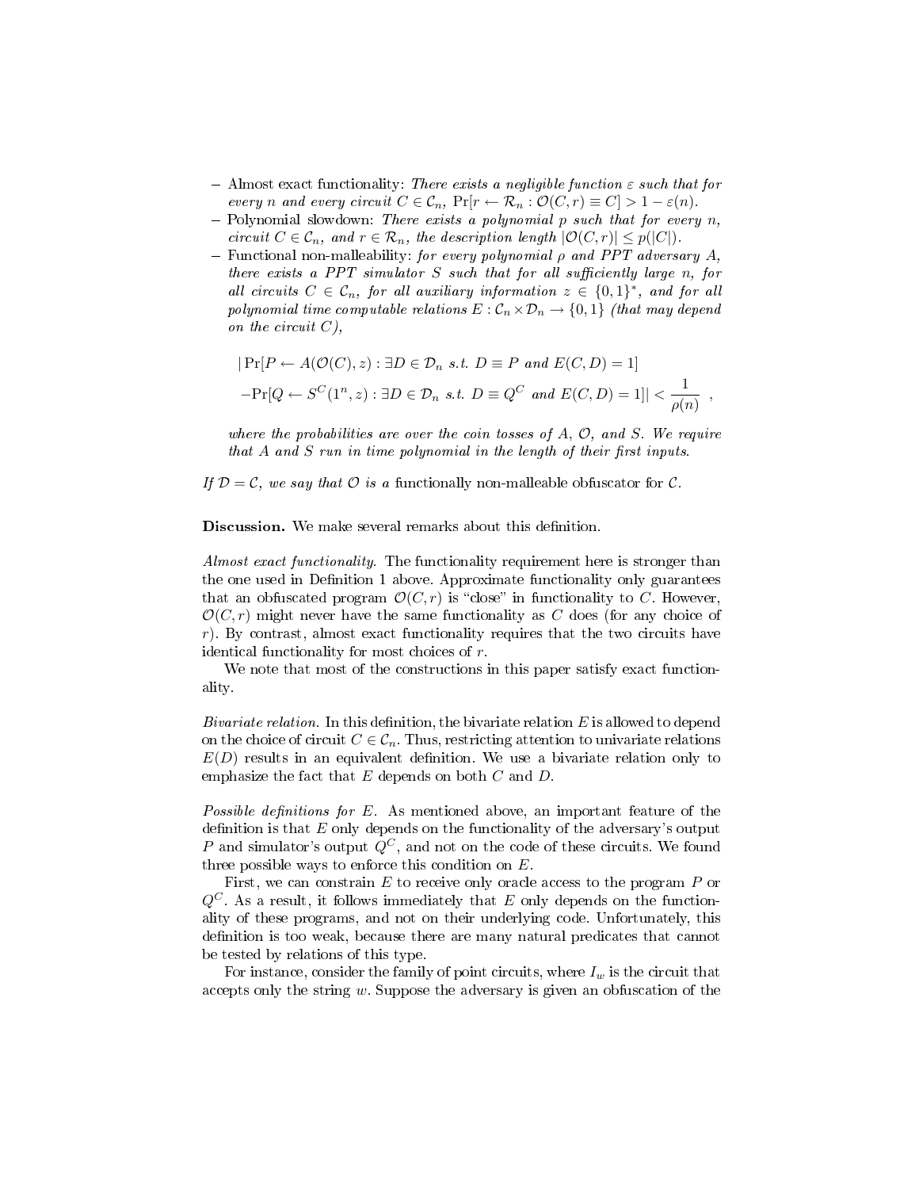- Almost exact functionality: *There exists a negligible function $\varepsilon$ such that for every $n$ and every circuit $C \in \mathcal{C}_n$, $\Pr[r \leftarrow \mathcal{R}_n : \mathcal{O}(C,r) \equiv C] > 1 - \varepsilon(n)$.*
- Polynomial slowdown: *There exists a polynomial $p$ such that for every $n$, circuit $C \in \mathcal{C}_n$, and $r \in \mathcal{R}_n$, the description length $|\mathcal{O}(C,r)| \leq p(|C|)$.*
- Functional non-malleability: *for every polynomial $\rho$ and PPT adversary $A$, there exists a PPT simulator $S$ such that for all sufficiently large $n$, for all circuits $C \in \mathcal{C}_n$, for all auxiliary information $z \in \{0,1\}^*$, and for all polynomial time computable relations $E : \mathcal{C}_n \times \mathcal{D}_n \to \{0,1\}$ (that may depend on the circuit $C$),*

$$
\begin{aligned}
&|\Pr[P \leftarrow A(\mathcal{O}(C), z) : \exists D \in \mathcal{D}_n \text{ s.t. } D \equiv P \text{ and } E(C,D) = 1] \\
&-\Pr[Q \leftarrow S^C(1^n, z) : \exists D \in \mathcal{D}_n \text{ s.t. } D \equiv Q^C \text{ and } E(C,D) = 1]| < \frac{1}{\rho(n)} \ ,
\end{aligned}
$$

*where the probabilities are over the coin tosses of $A$, $\mathcal{O}$, and $S$. We require that $A$ and $S$ run in time polynomial in the length of their first inputs.*

*If $\mathcal{D} = \mathcal{C}$, we say that $\mathcal{O}$ is a* functionally non-malleable obfuscator *for $\mathcal{C}$.*

**Discussion.** We make several remarks about this definition.

*Almost exact functionality.* The functionality requirement here is stronger than the one used in Definition 1 above. Approximate functionality only guarantees that an obfuscated program $\mathcal{O}(C,r)$ is "close" in functionality to $C$. However, $\mathcal{O}(C,r)$ might never have the same functionality as $C$ does (for any choice of $r$). By contrast, almost exact functionality requires that the two circuits have identical functionality for most choices of $r$.

We note that most of the constructions in this paper satisfy exact functionality.

*Bivariate relation.* In this definition, the bivariate relation $E$ is allowed to depend on the choice of circuit $C \in \mathcal{C}_n$. Thus, restricting attention to univariate relations $E(D)$ results in an equivalent definition. We use a bivariate relation only to emphasize the fact that $E$ depends on both $C$ and $D$.

*Possible definitions for $E$.* As mentioned above, an important feature of the definition is that $E$ only depends on the functionality of the adversary's output $P$ and simulator's output $Q^C$, and not on the code of these circuits. We found three possible ways to enforce this condition on $E$.

First, we can constrain $E$ to receive only oracle access to the program $P$ or $Q^C$. As a result, it follows immediately that $E$ only depends on the functionality of these programs, and not on their underlying code. Unfortunately, this definition is too weak, because there are many natural predicates that cannot be tested by relations of this type.

For instance, consider the family of point circuits, where $I_w$ is the circuit that accepts only the string $w$. Suppose the adversary is given an obfuscation of the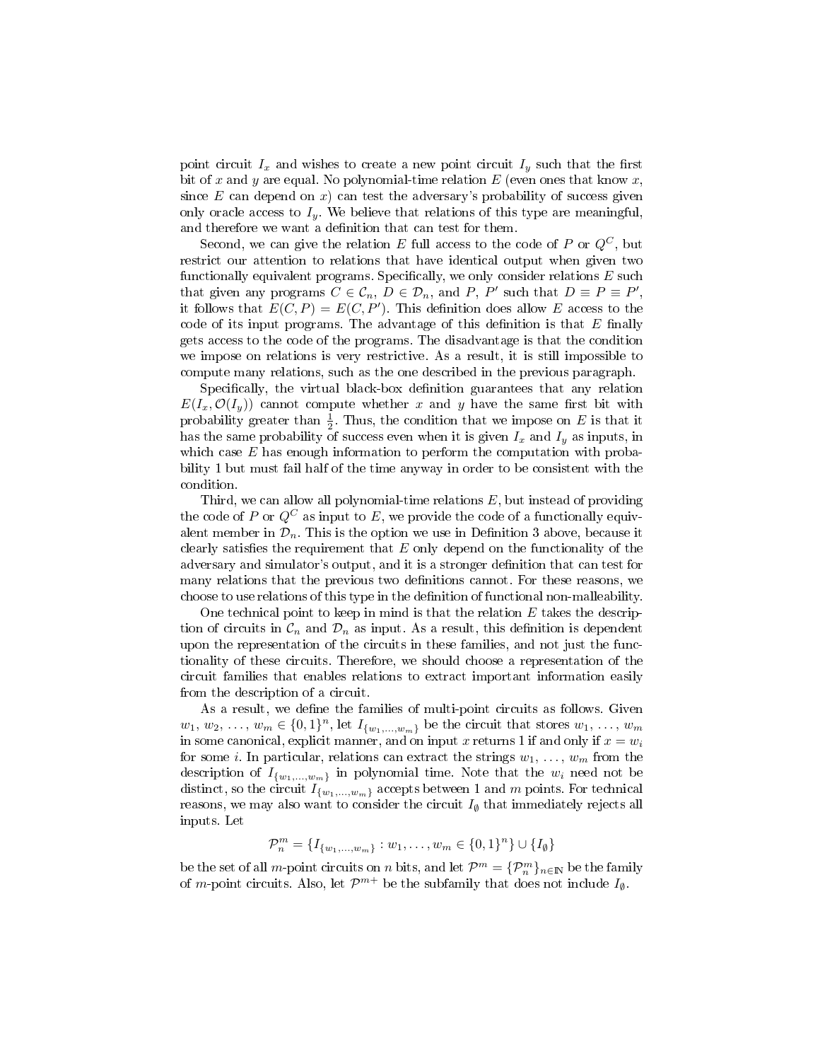point circuit $I_x$ and wishes to create a new point circuit $I_y$ such that the first bit of $x$ and $y$ are equal. No polynomial-time relation $E$ (even ones that know $x$, since $E$ can depend on $x$) can test the adversary's probability of success given only oracle access to $I_y$. We believe that relations of this type are meaningful, and therefore we want a definition that can test for them.

Second, we can give the relation $E$ full access to the code of $P$ or $Q^C$, but restrict our attention to relations that have identical output when given two functionally equivalent programs. Specifically, we only consider relations $E$ such that given any programs $C \in \mathcal{C}_n$, $D \in \mathcal{D}_n$, and $P$, $P'$ such that $D \equiv P \equiv P'$, it follows that $E(C, P) = E(C, P')$. This definition does allow $E$ access to the code of its input programs. The advantage of this definition is that $E$ finally gets access to the code of the programs. The disadvantage is that the condition we impose on relations is very restrictive. As a result, it is still impossible to compute many relations, such as the one described in the previous paragraph.

Specifically, the virtual black-box definition guarantees that any relation $E(I_x, \mathcal{O}(I_y))$ cannot compute whether $x$ and $y$ have the same first bit with probability greater than $\frac{1}{2}$. Thus, the condition that we impose on $E$ is that it has the same probability of success even when it is given $I_x$ and $I_y$ as inputs, in which case $E$ has enough information to perform the computation with probability 1 but must fail half of the time anyway in order to be consistent with the condition.

Third, we can allow all polynomial-time relations $E$, but instead of providing the code of $P$ or $Q^C$ as input to $E$, we provide the code of a functionally equivalent member in $\mathcal{D}_n$. This is the option we use in Definition 3 above, because it clearly satisfies the requirement that $E$ only depend on the functionality of the adversary and simulator's output, and it is a stronger definition that can test for many relations that the previous two definitions cannot. For these reasons, we choose to use relations of this type in the definition of functional non-malleability.

One technical point to keep in mind is that the relation $E$ takes the description of circuits in $\mathcal{C}_n$ and $\mathcal{D}_n$ as input. As a result, this definition is dependent upon the representation of the circuits in these families, and not just the functionality of these circuits. Therefore, we should choose a representation of the circuit families that enables relations to extract important information easily from the description of a circuit.

As a result, we define the families of multi-point circuits as follows. Given $w_1, w_2, \ldots, w_m \in \{0,1\}^n$, let $I_{\{w_1,\ldots,w_m\}}$ be the circuit that stores $w_1, \ldots, w_m$ in some canonical, explicit manner, and on input $x$ returns 1 if and only if $x = w_i$ for some $i$. In particular, relations can extract the strings $w_1, \ldots, w_m$ from the description of $I_{\{w_1,\ldots,w_m\}}$ in polynomial time. Note that the $w_i$ need not be distinct, so the circuit $I_{\{w_1,\ldots,w_m\}}$ accepts between 1 and $m$ points. For technical reasons, we may also want to consider the circuit $I_\emptyset$ that immediately rejects all inputs. Let

$$\mathcal{P}_n^m = \{I_{\{w_1,\ldots,w_m\}} : w_1, \ldots, w_m \in \{0,1\}^n\} \cup \{I_\emptyset\}$$

be the set of all $m$-point circuits on $n$ bits, and let $\mathcal{P}^m = \{\mathcal{P}_n^m\}_{n \in \mathbb{N}}$ be the family of $m$-point circuits. Also, let $\mathcal{P}^{m+}$ be the subfamily that does not include $I_\emptyset$.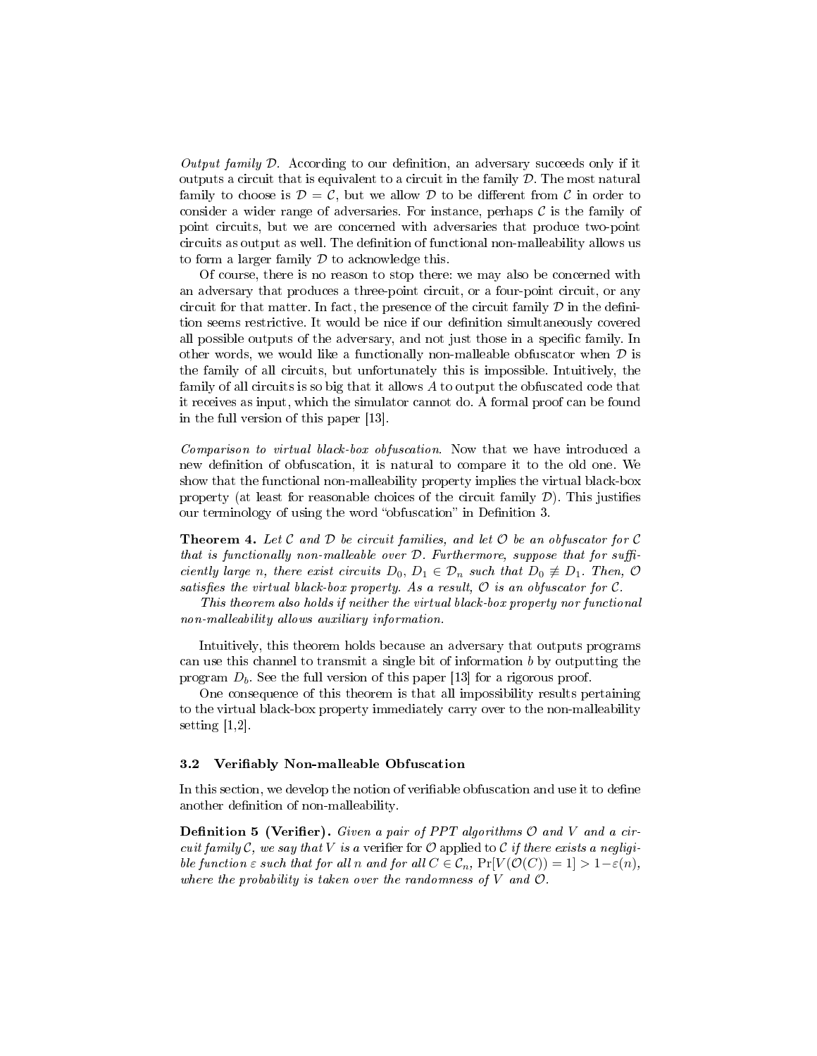*Output family $\mathcal{D}$.* According to our definition, an adversary succeeds only if it outputs a circuit that is equivalent to a circuit in the family $\mathcal{D}$. The most natural family to choose is $\mathcal{D} = \mathcal{C}$, but we allow $\mathcal{D}$ to be different from $\mathcal{C}$ in order to consider a wider range of adversaries. For instance, perhaps $\mathcal{C}$ is the family of point circuits, but we are concerned with adversaries that produce two-point circuits as output as well. The definition of functional non-malleability allows us to form a larger family $\mathcal{D}$ to acknowledge this.

Of course, there is no reason to stop there: we may also be concerned with an adversary that produces a three-point circuit, or a four-point circuit, or any circuit for that matter. In fact, the presence of the circuit family $\mathcal{D}$ in the definition seems restrictive. It would be nice if our definition simultaneously covered all possible outputs of the adversary, and not just those in a specific family. In other words, we would like a functionally non-malleable obfuscator when $\mathcal{D}$ is the family of all circuits, but unfortunately this is impossible. Intuitively, the family of all circuits is so big that it allows $A$ to output the obfuscated code that it receives as input, which the simulator cannot do. A formal proof can be found in the full version of this paper [13].

*Comparison to virtual black-box obfuscation.* Now that we have introduced a new definition of obfuscation, it is natural to compare it to the old one. We show that the functional non-malleability property implies the virtual black-box property (at least for reasonable choices of the circuit family $\mathcal{D}$). This justifies our terminology of using the word "obfuscation" in Definition 3.

**Theorem 4.** *Let $\mathcal{C}$ and $\mathcal{D}$ be circuit families, and let $\mathcal{O}$ be an obfuscator for $\mathcal{C}$ that is functionally non-malleable over $\mathcal{D}$. Furthermore, suppose that for sufficiently large $n$, there exist circuits $D_0$, $D_1 \in \mathcal{D}_n$ such that $D_0 \not\equiv D_1$. Then, $\mathcal{O}$ satisfies the virtual black-box property. As a result, $\mathcal{O}$ is an obfuscator for $\mathcal{C}$.*

*This theorem also holds if neither the virtual black-box property nor functional non-malleability allows auxiliary information.*

Intuitively, this theorem holds because an adversary that outputs programs can use this channel to transmit a single bit of information $b$ by outputting the program $D_b$. See the full version of this paper [13] for a rigorous proof.

One consequence of this theorem is that all impossibility results pertaining to the virtual black-box property immediately carry over to the non-malleability setting [1,2].

### 3.2 Verifiably Non-malleable Obfuscation

In this section, we develop the notion of verifiable obfuscation and use it to define another definition of non-malleability.

**Definition 5 (Verifier).** *Given a pair of PPT algorithms $\mathcal{O}$ and $V$ and a circuit family $\mathcal{C}$, we say that $V$ is a* verifier *for $\mathcal{O}$ applied to $\mathcal{C}$ if there exists a negligible function $\varepsilon$ such that for all $n$ and for all $C \in \mathcal{C}_n$, $\Pr[V(\mathcal{O}(C)) = 1] > 1 - \varepsilon(n)$, where the probability is taken over the randomness of $V$ and $\mathcal{O}$.*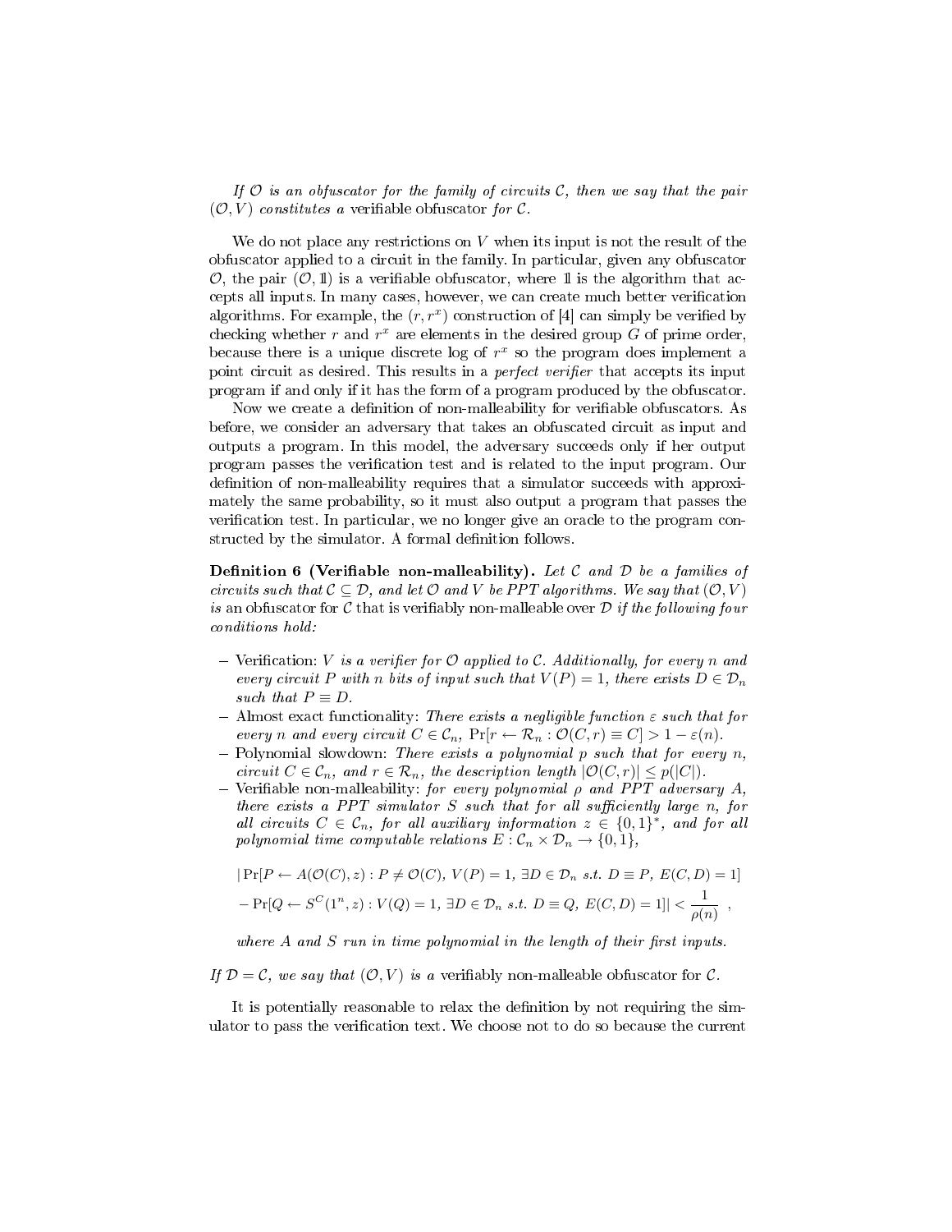*If $\mathcal{O}$ is an obfuscator for the family of circuits $\mathcal{C}$, then we say that the pair $(\mathcal{O}, V)$ constitutes a* verifiable obfuscator *for $\mathcal{C}$.*

We do not place any restrictions on $V$ when its input is not the result of the obfuscator applied to a circuit in the family. In particular, given any obfuscator $\mathcal{O}$, the pair $(\mathcal{O}, \mathbb{1})$ is a verifiable obfuscator, where $\mathbb{1}$ is the algorithm that accepts all inputs. In many cases, however, we can create much better verification algorithms. For example, the $(r, r^x)$ construction of [4] can simply be verified by checking whether $r$ and $r^x$ are elements in the desired group $G$ of prime order, because there is a unique discrete log of $r^x$ so the program does implement a point circuit as desired. This results in a *perfect verifier* that accepts its input program if and only if it has the form of a program produced by the obfuscator.

Now we create a definition of non-malleability for verifiable obfuscators. As before, we consider an adversary that takes an obfuscated circuit as input and outputs a program. In this model, the adversary succeeds only if her output program passes the verification test and is related to the input program. Our definition of non-malleability requires that a simulator succeeds with approximately the same probability, so it must also output a program that passes the verification test. In particular, we no longer give an oracle to the program constructed by the simulator. A formal definition follows.

**Definition 6 (Verifiable non-malleability).** *Let $\mathcal{C}$ and $\mathcal{D}$ be a families of circuits such that $\mathcal{C} \subseteq \mathcal{D}$, and let $\mathcal{O}$ and $V$ be PPT algorithms. We say that $(\mathcal{O}, V)$ is* an obfuscator for $\mathcal{C}$ that is verifiably non-malleable over $\mathcal{D}$ *if the following four conditions hold:*

- Verification: *$V$ is a verifier for $\mathcal{O}$ applied to $\mathcal{C}$. Additionally, for every $n$ and every circuit $P$ with $n$ bits of input such that $V(P) = 1$, there exists $D \in \mathcal{D}_n$ such that $P \equiv D$.*
- Almost exact functionality: *There exists a negligible function $\varepsilon$ such that for every $n$ and every circuit $C \in \mathcal{C}_n$, $\Pr[r \leftarrow \mathcal{R}_n : \mathcal{O}(C, r) \equiv C] > 1 - \varepsilon(n)$.*
- Polynomial slowdown: *There exists a polynomial $p$ such that for every $n$, circuit $C \in \mathcal{C}_n$, and $r \in \mathcal{R}_n$, the description length $|\mathcal{O}(C, r)| \leq p(|C|)$.*
- Verifiable non-malleability: *for every polynomial $\rho$ and PPT adversary $A$, there exists a PPT simulator $S$ such that for all sufficiently large $n$, for all circuits $C \in \mathcal{C}_n$, for all auxiliary information $z \in \{0,1\}^*$, and for all polynomial time computable relations $E : \mathcal{C}_n \times \mathcal{D}_n \to \{0,1\}$,*

$$
\begin{aligned}
&|\Pr[P \leftarrow A(\mathcal{O}(C), z) : P \neq \mathcal{O}(C),\ V(P) = 1,\ \exists D \in \mathcal{D}_n \text{ s.t. } D \equiv P,\ E(C, D) = 1] \\
&- \Pr[Q \leftarrow S^C(1^n, z) : V(Q) = 1,\ \exists D \in \mathcal{D}_n \text{ s.t. } D \equiv Q,\ E(C, D) = 1]| < \frac{1}{\rho(n)} \ ,
\end{aligned}
$$

  *where $A$ and $S$ run in time polynomial in the length of their first inputs.*

*If $\mathcal{D} = \mathcal{C}$, we say that $(\mathcal{O}, V)$ is a* verifiably non-malleable obfuscator *for $\mathcal{C}$.*

It is potentially reasonable to relax the definition by not requiring the simulator to pass the verification text. We choose not to do so because the current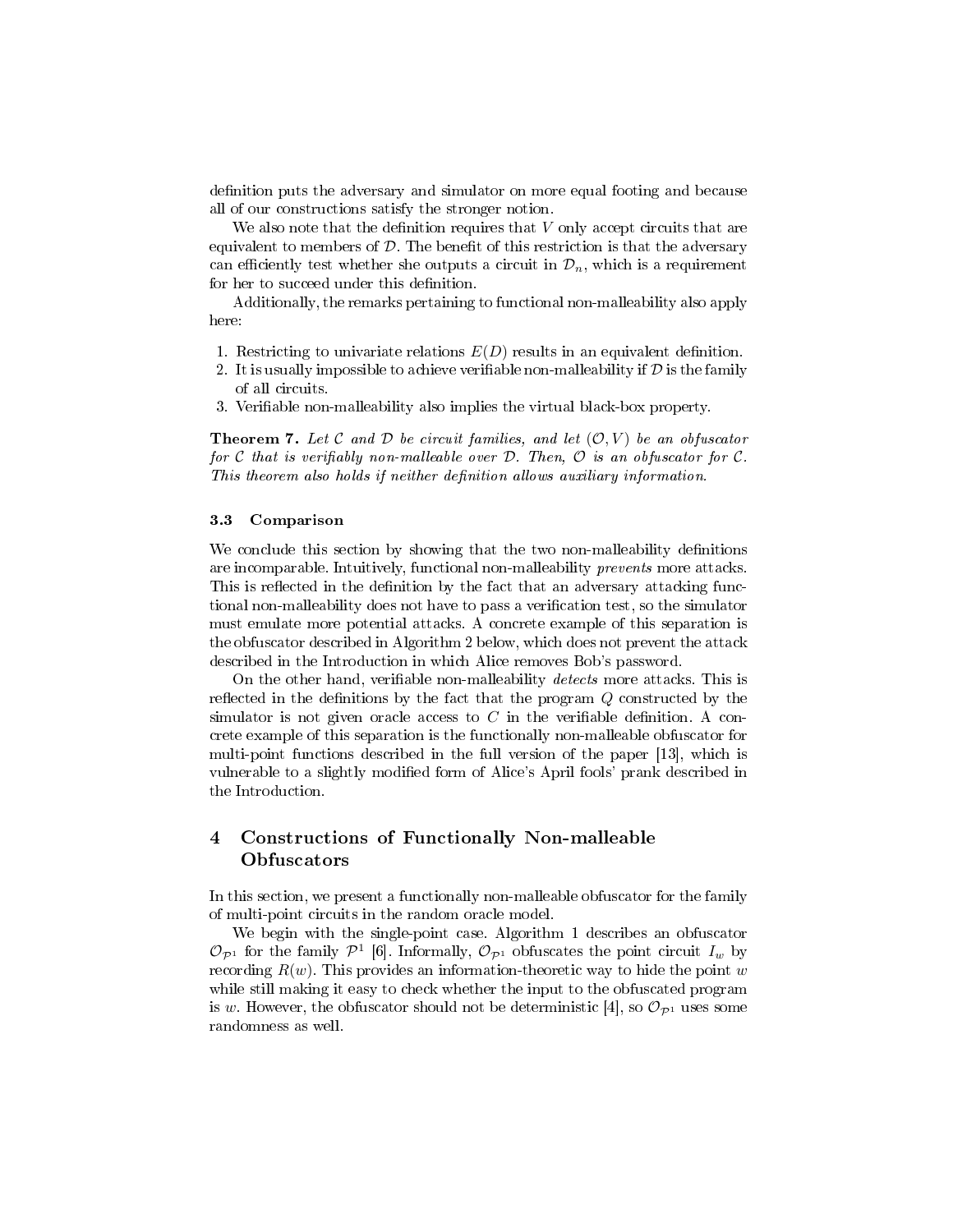definition puts the adversary and simulator on more equal footing and because all of our constructions satisfy the stronger notion.

We also note that the definition requires that $V$ only accept circuits that are equivalent to members of $\mathcal{D}$. The benefit of this restriction is that the adversary can efficiently test whether she outputs a circuit in $\mathcal{D}_n$, which is a requirement for her to succeed under this definition.

Additionally, the remarks pertaining to functional non-malleability also apply here:

1. Restricting to univariate relations $E(D)$ results in an equivalent definition.
2. It is usually impossible to achieve verifiable non-malleability if $\mathcal{D}$ is the family of all circuits.
3. Verifiable non-malleability also implies the virtual black-box property.

**Theorem 7.** *Let $\mathcal{C}$ and $\mathcal{D}$ be circuit families, and let $(\mathcal{O}, V)$ be an obfuscator for $\mathcal{C}$ that is verifiably non-malleable over $\mathcal{D}$. Then, $\mathcal{O}$ is an obfuscator for $\mathcal{C}$. This theorem also holds if neither definition allows auxiliary information.*

### 3.3 Comparison

We conclude this section by showing that the two non-malleability definitions are incomparable. Intuitively, functional non-malleability *prevents* more attacks. This is reflected in the definition by the fact that an adversary attacking functional non-malleability does not have to pass a verification test, so the simulator must emulate more potential attacks. A concrete example of this separation is the obfuscator described in Algorithm 2 below, which does not prevent the attack described in the Introduction in which Alice removes Bob's password.

On the other hand, verifiable non-malleability *detects* more attacks. This is reflected in the definitions by the fact that the program $Q$ constructed by the simulator is not given oracle access to $C$ in the verifiable definition. A concrete example of this separation is the functionally non-malleable obfuscator for multi-point functions described in the full version of the paper [13], which is vulnerable to a slightly modified form of Alice's April fools' prank described in the Introduction.

## 4 Constructions of Functionally Non-malleable Obfuscators

In this section, we present a functionally non-malleable obfuscator for the family of multi-point circuits in the random oracle model.

We begin with the single-point case. Algorithm 1 describes an obfuscator $\mathcal{O}_{\mathcal{P}^1}$ for the family $\mathcal{P}^1$ [6]. Informally, $\mathcal{O}_{\mathcal{P}^1}$ obfuscates the point circuit $I_w$ by recording $R(w)$. This provides an information-theoretic way to hide the point $w$ while still making it easy to check whether the input to the obfuscated program is $w$. However, the obfuscator should not be deterministic [4], so $\mathcal{O}_{\mathcal{P}^1}$ uses some randomness as well.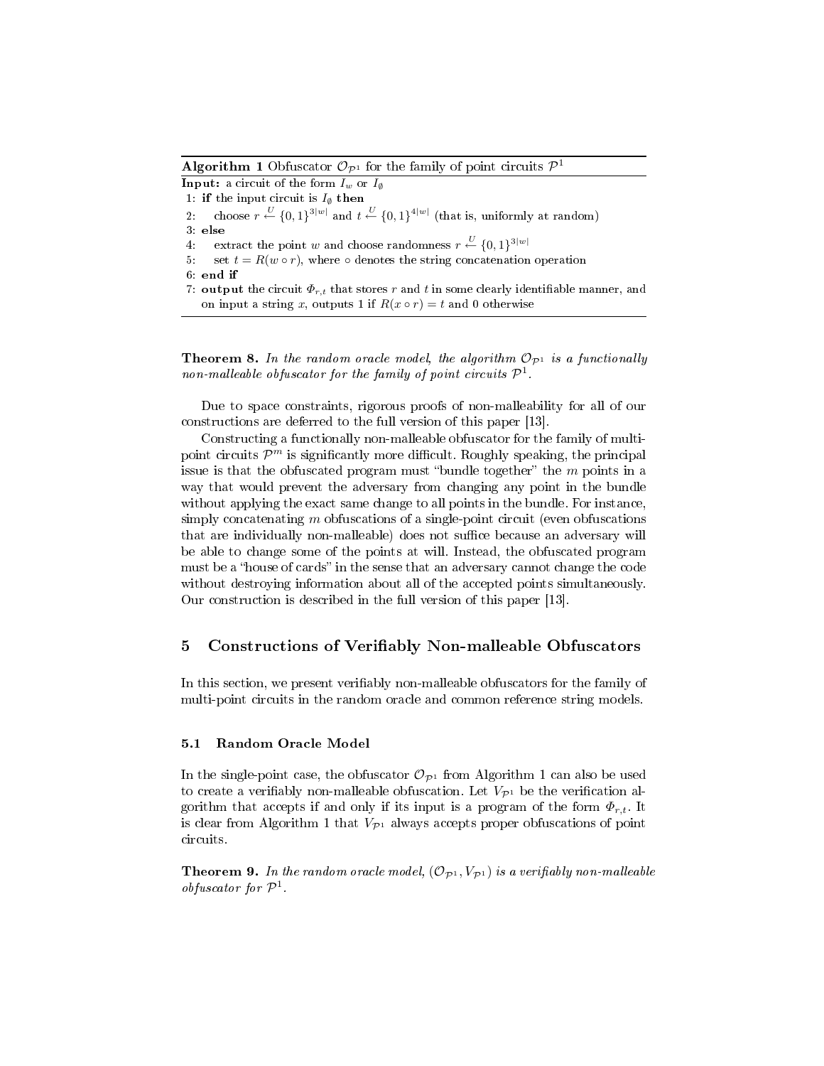**Algorithm 1** Obfuscator $\mathcal{O}_{\mathcal{P}^1}$ for the family of point circuits $\mathcal{P}^1$

**Input:** a circuit of the form $I_w$ or $I_\emptyset$

1: **if** the input circuit is $I_\emptyset$ **then**
2: choose $r \xleftarrow{U} \{0,1\}^{3|w|}$ and $t \xleftarrow{U} \{0,1\}^{4|w|}$ (that is, uniformly at random)
3: **else**
4: extract the point $w$ and choose randomness $r \xleftarrow{U} \{0,1\}^{3|w|}$
5: set $t = R(w \circ r)$, where $\circ$ denotes the string concatenation operation
6: **end if**
7: **output** the circuit $\Phi_{r,t}$ that stores $r$ and $t$ in some clearly identifiable manner, and on input a string $x$, outputs 1 if $R(x \circ r) = t$ and 0 otherwise

**Theorem 8.** *In the random oracle model, the algorithm $\mathcal{O}_{\mathcal{P}^1}$ is a functionally non-malleable obfuscator for the family of point circuits $\mathcal{P}^1$.*

Due to space constraints, rigorous proofs of non-malleability for all of our constructions are deferred to the full version of this paper [13].

Constructing a functionally non-malleable obfuscator for the family of multi-point circuits $\mathcal{P}^m$ is significantly more difficult. Roughly speaking, the principal issue is that the obfuscated program must "bundle together" the $m$ points in a way that would prevent the adversary from changing any point in the bundle without applying the exact same change to all points in the bundle. For instance, simply concatenating $m$ obfuscations of a single-point circuit (even obfuscations that are individually non-malleable) does not suffice because an adversary will be able to change some of the points at will. Instead, the obfuscated program must be a "house of cards" in the sense that an adversary cannot change the code without destroying information about all of the accepted points simultaneously. Our construction is described in the full version of this paper [13].

## 5 Constructions of Verifiably Non-malleable Obfuscators

In this section, we present verifiably non-malleable obfuscators for the family of multi-point circuits in the random oracle and common reference string models.

### 5.1 Random Oracle Model

In the single-point case, the obfuscator $\mathcal{O}_{\mathcal{P}^1}$ from Algorithm 1 can also be used to create a verifiably non-malleable obfuscation. Let $V_{\mathcal{P}^1}$ be the verification algorithm that accepts if and only if its input is a program of the form $\Phi_{r,t}$. It is clear from Algorithm 1 that $V_{\mathcal{P}^1}$ always accepts proper obfuscations of point circuits.

**Theorem 9.** *In the random oracle model, $(\mathcal{O}_{\mathcal{P}^1}, V_{\mathcal{P}^1})$ is a verifiably non-malleable obfuscator for $\mathcal{P}^1$.*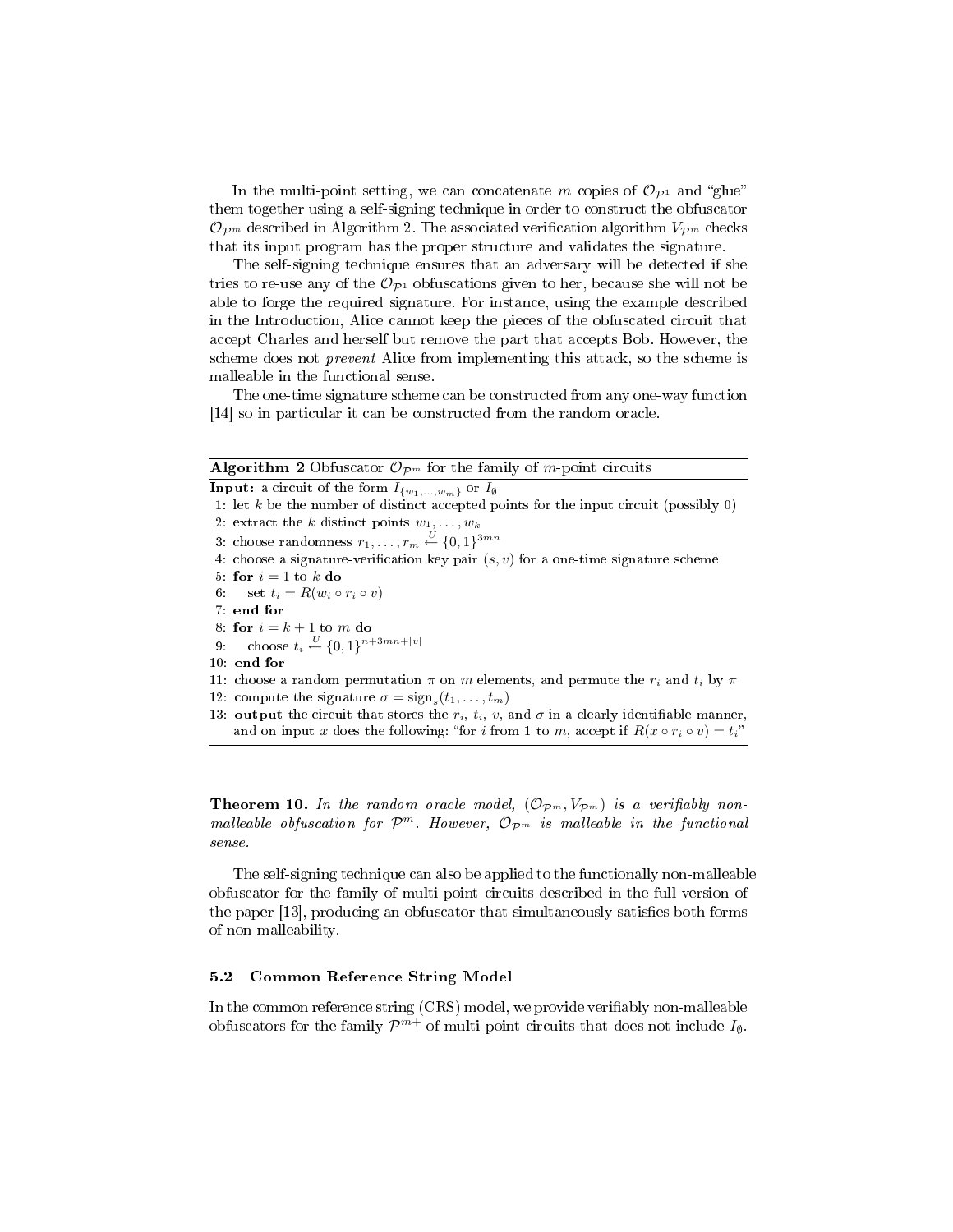In the multi-point setting, we can concatenate $m$ copies of $\mathcal{O}_{\mathcal{P}^1}$ and "glue" them together using a self-signing technique in order to construct the obfuscator $\mathcal{O}_{\mathcal{P}^m}$ described in Algorithm 2. The associated verification algorithm $V_{\mathcal{P}^m}$ checks that its input program has the proper structure and validates the signature.

The self-signing technique ensures that an adversary will be detected if she tries to re-use any of the $\mathcal{O}_{\mathcal{P}^1}$ obfuscations given to her, because she will not be able to forge the required signature. For instance, using the example described in the Introduction, Alice cannot keep the pieces of the obfuscated circuit that accept Charles and herself but remove the part that accepts Bob. However, the scheme does not *prevent* Alice from implementing this attack, so the scheme is malleable in the functional sense.

The one-time signature scheme can be constructed from any one-way function [14] so in particular it can be constructed from the random oracle.

---

**Algorithm 2** Obfuscator $\mathcal{O}_{\mathcal{P}^m}$ for the family of $m$-point circuits

---

**Input:** a circuit of the form $I_{\{w_1,\ldots,w_m\}}$ or $I_\emptyset$

1: let $k$ be the number of distinct accepted points for the input circuit (possibly 0)
2: extract the $k$ distinct points $w_1, \ldots, w_k$
3: choose randomness $r_1, \ldots, r_m \overset{U}{\leftarrow} \{0,1\}^{3mn}$
4: choose a signature-verification key pair $(s, v)$ for a one-time signature scheme
5: **for** $i = 1$ to $k$ **do**
6: &nbsp;&nbsp;&nbsp;set $t_i = R(w_i \circ r_i \circ v)$
7: **end for**
8: **for** $i = k+1$ to $m$ **do**
9: &nbsp;&nbsp;&nbsp;choose $t_i \overset{U}{\leftarrow} \{0,1\}^{n+3mn+|v|}$
10: **end for**
11: choose a random permutation $\pi$ on $m$ elements, and permute the $r_i$ and $t_i$ by $\pi$
12: compute the signature $\sigma = \text{sign}_s(t_1, \ldots, t_m)$
13: **output** the circuit that stores the $r_i$, $t_i$, $v$, and $\sigma$ in a clearly identifiable manner, and on input $x$ does the following: "for $i$ from 1 to $m$, accept if $R(x \circ r_i \circ v) = t_i$"

---

**Theorem 10.** *In the random oracle model, $(\mathcal{O}_{\mathcal{P}^m}, V_{\mathcal{P}^m})$ is a verifiably non-malleable obfuscation for $\mathcal{P}^m$. However, $\mathcal{O}_{\mathcal{P}^m}$ is malleable in the functional sense.*

The self-signing technique can also be applied to the functionally non-malleable obfuscator for the family of multi-point circuits described in the full version of the paper [13], producing an obfuscator that simultaneously satisfies both forms of non-malleability.

### 5.2 Common Reference String Model

In the common reference string (CRS) model, we provide verifiably non-malleable obfuscators for the family $\mathcal{P}^{m+}$ of multi-point circuits that does not include $I_\emptyset$.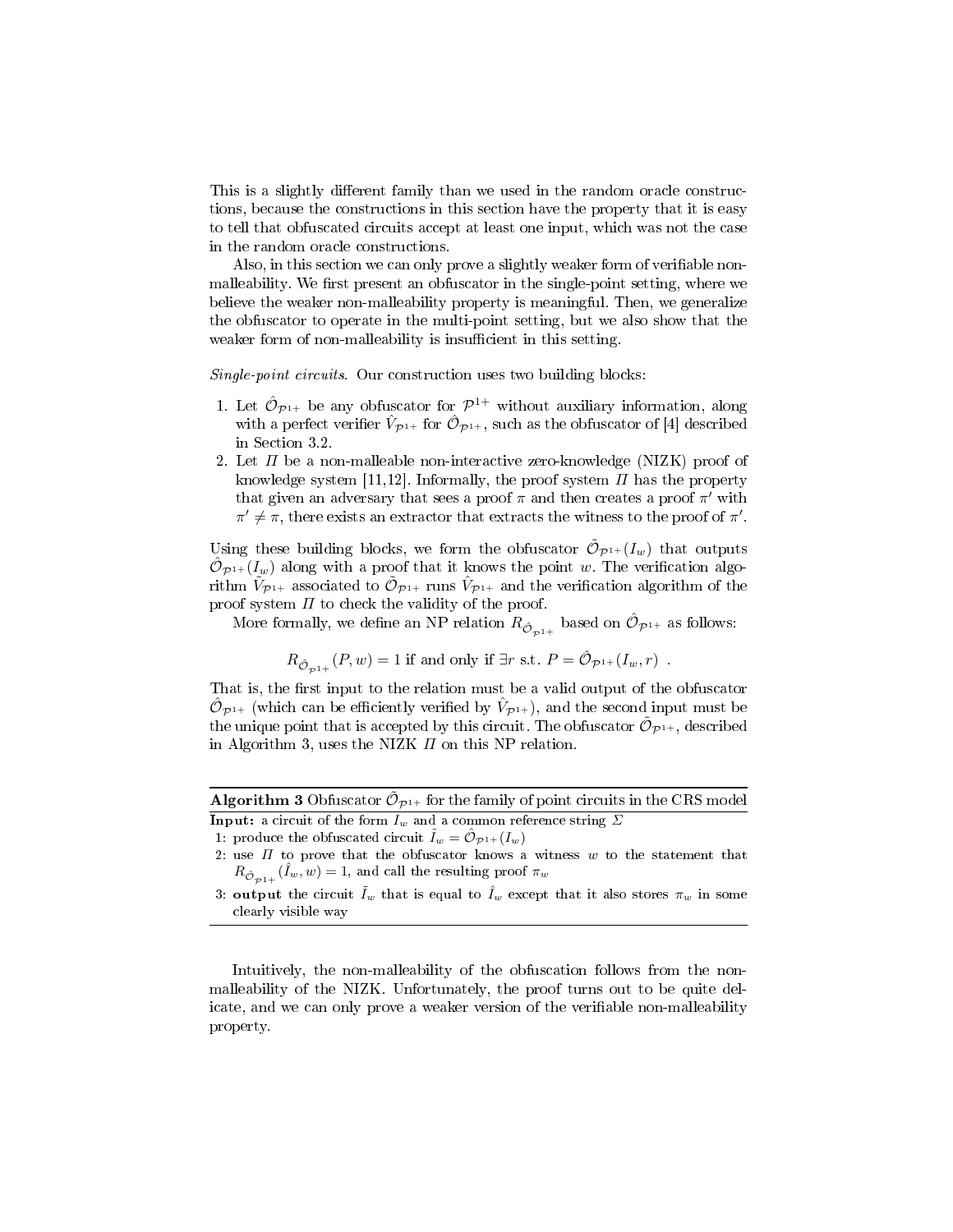This is a slightly different family than we used in the random oracle constructions, because the constructions in this section have the property that it is easy to tell that obfuscated circuits accept at least one input, which was not the case in the random oracle constructions.

Also, in this section we can only prove a slightly weaker form of verifiable non-malleability. We first present an obfuscator in the single-point setting, where we believe the weaker non-malleability property is meaningful. Then, we generalize the obfuscator to operate in the multi-point setting, but we also show that the weaker form of non-malleability is insufficient in this setting.

*Single-point circuits.* Our construction uses two building blocks:

1. Let $\hat{\mathcal{O}}_{\mathcal{P}^{1+}}$ be any obfuscator for $\mathcal{P}^{1+}$ without auxiliary information, along with a perfect verifier $\hat{V}_{\mathcal{P}^{1+}}$ for $\hat{\mathcal{O}}_{\mathcal{P}^{1+}}$, such as the obfuscator of [4] described in Section 3.2.
2. Let $\Pi$ be a non-malleable non-interactive zero-knowledge (NIZK) proof of knowledge system [11,12]. Informally, the proof system $\Pi$ has the property that given an adversary that sees a proof $\pi$ and then creates a proof $\pi'$ with $\pi' \neq \pi$, there exists an extractor that extracts the witness to the proof of $\pi'$.

Using these building blocks, we form the obfuscator $\tilde{\mathcal{O}}_{\mathcal{P}^{1+}}(I_w)$ that outputs $\hat{\mathcal{O}}_{\mathcal{P}^{1+}}(I_w)$ along with a proof that it knows the point $w$. The verification algorithm $\tilde{V}_{\mathcal{P}^{1+}}$ associated to $\tilde{\mathcal{O}}_{\mathcal{P}^{1+}}$ runs $\hat{V}_{\mathcal{P}^{1+}}$ and the verification algorithm of the proof system $\Pi$ to check the validity of the proof.

More formally, we define an NP relation $R_{\hat{\mathcal{O}}_{\mathcal{P}^{1+}}}$ based on $\hat{\mathcal{O}}_{\mathcal{P}^{1+}}$ as follows:

$$R_{\hat{\mathcal{O}}_{\mathcal{P}^{1+}}}(P, w) = 1 \text{ if and only if } \exists r \text{ s.t. } P = \hat{\mathcal{O}}_{\mathcal{P}^{1+}}(I_w, r) \ .$$

That is, the first input to the relation must be a valid output of the obfuscator $\hat{\mathcal{O}}_{\mathcal{P}^{1+}}$ (which can be efficiently verified by $\hat{V}_{\mathcal{P}^{1+}}$), and the second input must be the unique point that is accepted by this circuit. The obfuscator $\tilde{\mathcal{O}}_{\mathcal{P}^{1+}}$, described in Algorithm 3, uses the NIZK $\Pi$ on this NP relation.

---

**Algorithm 3** Obfuscator $\tilde{\mathcal{O}}_{\mathcal{P}^{1+}}$ for the family of point circuits in the CRS model

**Input:** a circuit of the form $I_w$ and a common reference string $\Sigma$

1: produce the obfuscated circuit $\hat{I}_w = \hat{\mathcal{O}}_{\mathcal{P}^{1+}}(I_w)$

2: use $\Pi$ to prove that the obfuscator knows a witness $w$ to the statement that $R_{\hat{\mathcal{O}}_{\mathcal{P}^{1+}}}(\hat{I}_w, w) = 1$, and call the resulting proof $\pi_w$

3: **output** the circuit $\tilde{I}_w$ that is equal to $\hat{I}_w$ except that it also stores $\pi_w$ in some clearly visible way

---

Intuitively, the non-malleability of the obfuscation follows from the non-malleability of the NIZK. Unfortunately, the proof turns out to be quite delicate, and we can only prove a weaker version of the verifiable non-malleability property.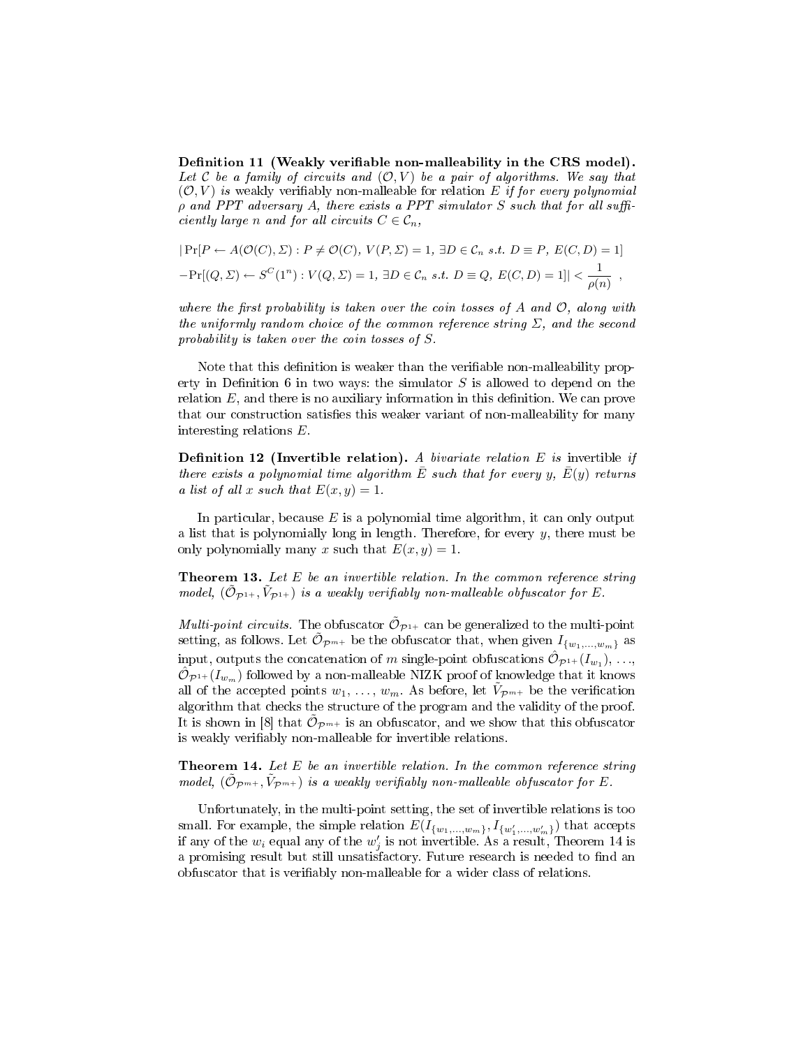**Definition 11 (Weakly verifiable non-malleability in the CRS model).** *Let $\mathcal{C}$ be a family of circuits and $(\mathcal{O}, V)$ be a pair of algorithms. We say that $(\mathcal{O}, V)$ is* weakly verifiably non-malleable *for relation $E$ if for every polynomial $\rho$ and PPT adversary $A$, there exists a PPT simulator $S$ such that for all sufficiently large $n$ and for all circuits $C \in \mathcal{C}_n$,*

$$
\begin{aligned}
&|\Pr[P \leftarrow A(\mathcal{O}(C), \Sigma) : P \neq \mathcal{O}(C),\ V(P, \Sigma) = 1,\ \exists D \in \mathcal{C}_n \ s.t.\ D \equiv P,\ E(C, D) = 1] \\
&- \Pr[(Q, \Sigma) \leftarrow S^C(1^n) : V(Q, \Sigma) = 1,\ \exists D \in \mathcal{C}_n \ s.t.\ D \equiv Q,\ E(C, D) = 1]| < \frac{1}{\rho(n)} \ ,
\end{aligned}
$$

*where the first probability is taken over the coin tosses of $A$ and $\mathcal{O}$, along with the uniformly random choice of the common reference string $\Sigma$, and the second probability is taken over the coin tosses of $S$.*

Note that this definition is weaker than the verifiable non-malleability property in Definition 6 in two ways: the simulator $S$ is allowed to depend on the relation $E$, and there is no auxiliary information in this definition. We can prove that our construction satisfies this weaker variant of non-malleability for many interesting relations $E$.

**Definition 12 (Invertible relation).** *A bivariate relation $E$ is* invertible *if there exists a polynomial time algorithm $\bar{E}$ such that for every $y$, $\bar{E}(y)$ returns a list of all $x$ such that $E(x, y) = 1$.*

In particular, because $E$ is a polynomial time algorithm, it can only output a list that is polynomially long in length. Therefore, for every $y$, there must be only polynomially many $x$ such that $E(x, y) = 1$.

**Theorem 13.** *Let $E$ be an invertible relation. In the common reference string model, $(\tilde{\mathcal{O}}_{\mathcal{P}^{1+}}, \tilde{V}_{\mathcal{P}^{1+}})$ is a weakly verifiably non-malleable obfuscator for $E$.*

*Multi-point circuits.* The obfuscator $\tilde{\mathcal{O}}_{\mathcal{P}^{1+}}$ can be generalized to the multi-point setting, as follows. Let $\tilde{\mathcal{O}}_{\mathcal{P}^{m+}}$ be the obfuscator that, when given $I_{\{w_1,\ldots,w_m\}}$ as input, outputs the concatenation of $m$ single-point obfuscations $\hat{\mathcal{O}}_{\mathcal{P}^{1+}}(I_{w_1})$, …, $\hat{\mathcal{O}}_{\mathcal{P}^{1+}}(I_{w_m})$ followed by a non-malleable NIZK proof of knowledge that it knows all of the accepted points $w_1$, …, $w_m$. As before, let $\tilde{V}_{\mathcal{P}^{m+}}$ be the verification algorithm that checks the structure of the program and the validity of the proof. It is shown in [8] that $\tilde{\mathcal{O}}_{\mathcal{P}^{m+}}$ is an obfuscator, and we show that this obfuscator is weakly verifiably non-malleable for invertible relations.

**Theorem 14.** *Let $E$ be an invertible relation. In the common reference string model, $(\tilde{\mathcal{O}}_{\mathcal{P}^{m+}}, \tilde{V}_{\mathcal{P}^{m+}})$ is a weakly verifiably non-malleable obfuscator for $E$.*

Unfortunately, in the multi-point setting, the set of invertible relations is too small. For example, the simple relation $E(I_{\{w_1,\ldots,w_m\}}, I_{\{w'_1,\ldots,w'_m\}})$ that accepts if any of the $w_i$ equal any of the $w'_j$ is not invertible. As a result, Theorem 14 is a promising result but still unsatisfactory. Future research is needed to find an obfuscator that is verifiably non-malleable for a wider class of relations.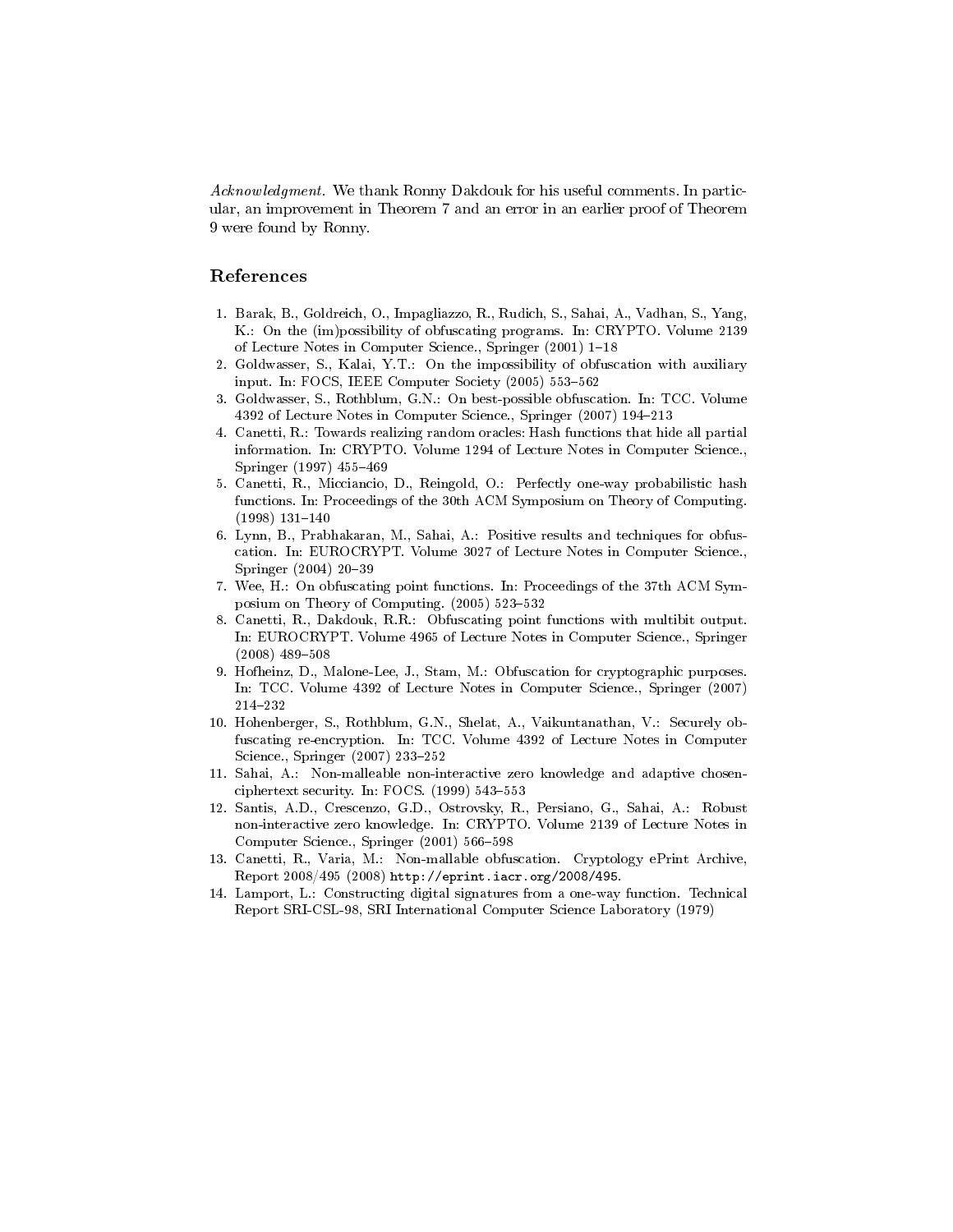*Acknowledgment.* We thank Ronny Dakdouk for his useful comments. In particular, an improvement in Theorem 7 and an error in an earlier proof of Theorem 9 were found by Ronny.

## References

1. Barak, B., Goldreich, O., Impagliazzo, R., Rudich, S., Sahai, A., Vadhan, S., Yang, K.: On the (im)possibility of obfuscating programs. In: CRYPTO. Volume 2139 of Lecture Notes in Computer Science., Springer (2001) 1–18
2. Goldwasser, S., Kalai, Y.T.: On the impossibility of obfuscation with auxiliary input. In: FOCS, IEEE Computer Society (2005) 553–562
3. Goldwasser, S., Rothblum, G.N.: On best-possible obfuscation. In: TCC. Volume 4392 of Lecture Notes in Computer Science., Springer (2007) 194–213
4. Canetti, R.: Towards realizing random oracles: Hash functions that hide all partial information. In: CRYPTO. Volume 1294 of Lecture Notes in Computer Science., Springer (1997) 455–469
5. Canetti, R., Micciancio, D., Reingold, O.: Perfectly one-way probabilistic hash functions. In: Proceedings of the 30th ACM Symposium on Theory of Computing. (1998) 131–140
6. Lynn, B., Prabhakaran, M., Sahai, A.: Positive results and techniques for obfuscation. In: EUROCRYPT. Volume 3027 of Lecture Notes in Computer Science., Springer (2004) 20–39
7. Wee, H.: On obfuscating point functions. In: Proceedings of the 37th ACM Symposium on Theory of Computing. (2005) 523–532
8. Canetti, R., Dakdouk, R.R.: Obfuscating point functions with multibit output. In: EUROCRYPT. Volume 4965 of Lecture Notes in Computer Science., Springer (2008) 489–508
9. Hofheinz, D., Malone-Lee, J., Stam, M.: Obfuscation for cryptographic purposes. In: TCC. Volume 4392 of Lecture Notes in Computer Science., Springer (2007) 214–232
10. Hohenberger, S., Rothblum, G.N., Shelat, A., Vaikuntanathan, V.: Securely obfuscating re-encryption. In: TCC. Volume 4392 of Lecture Notes in Computer Science., Springer (2007) 233–252
11. Sahai, A.: Non-malleable non-interactive zero knowledge and adaptive chosen-ciphertext security. In: FOCS. (1999) 543–553
12. Santis, A.D., Crescenzo, G.D., Ostrovsky, R., Persiano, G., Sahai, A.: Robust non-interactive zero knowledge. In: CRYPTO. Volume 2139 of Lecture Notes in Computer Science., Springer (2001) 566–598
13. Canetti, R., Varia, M.: Non-mallable obfuscation. Cryptology ePrint Archive, Report 2008/495 (2008) http://eprint.iacr.org/2008/495.
14. Lamport, L.: Constructing digital signatures from a one-way function. Technical Report SRI-CSL-98, SRI International Computer Science Laboratory (1979)